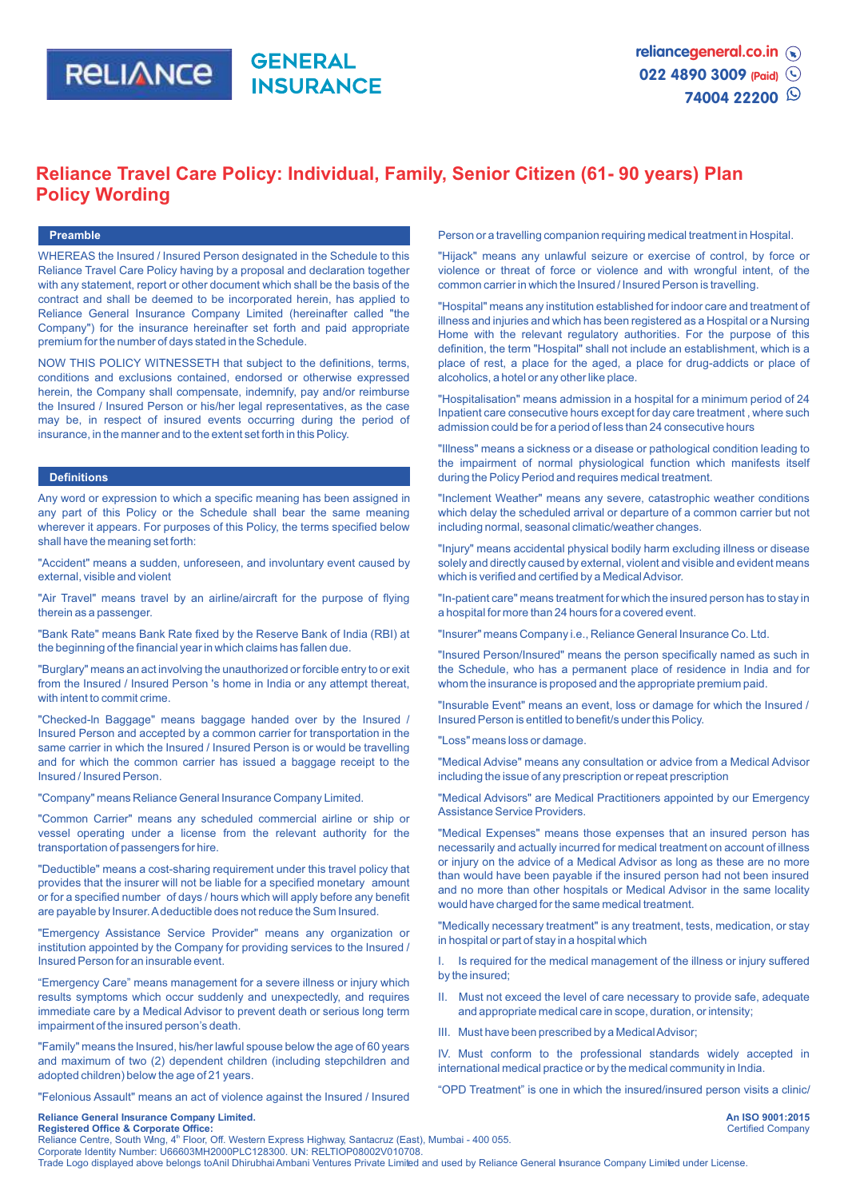# Reliance Travel Care Policy: Individual, Family, Senior Citizen (61- 90 years) Plan Policy Wording

## Preamble

WHEREAS the Insured / Insured Person designated in the Schedule to this Reliance Travel Care Policy having by a proposal and declaration together with any statement, report or other document which shall be the basis of the contract and shall be deemed to be incorporated herein, has applied to Reliance General Insurance Company Limited (hereinafter called "the Company") for the insurance hereinafter set forth and paid appropriate premium for the number of days stated in the Schedule.

NOW THIS POLICY WITNESSETH that subject to the definitions, terms, conditions and exclusions contained, endorsed or otherwise expressed herein, the Company shall compensate, indemnify, pay and/or reimburse the Insured / Insured Person or his/her legal representatives, as the case may be, in respect of insured events occurring during the period of insurance, in the manner and to the extent set forth in this Policy.

## Definitions

Any word or expression to which a specific meaning has been assigned in any part of this Policy or the Schedule shall bear the same meaning wherever it appears. For purposes of this Policy, the terms specified below shall have the meaning set forth:

"Accident" means a sudden, unforeseen, and involuntary event caused by external, visible and violent

"Air Travel" means travel by an airline/aircraft for the purpose of flying therein as a passenger.

"Bank Rate" means Bank Rate fixed by the Reserve Bank of India (RBI) at the beginning of the financial year in which claims has fallen due.

"Burglary" means an act involving the unauthorized or forcible entry to or exit from the Insured / Insured Person 's home in India or any attempt thereat, with intent to commit crime.

"Checked-In Baggage" means baggage handed over by the Insured / Insured Person and accepted by a common carrier for transportation in the same carrier in which the Insured / Insured Person is or would be travelling and for which the common carrier has issued a baggage receipt to the Insured / Insured Person.

"Company" means Reliance General Insurance Company Limited.

"Common Carrier" means any scheduled commercial airline or ship or vessel operating under a license from the relevant authority for the transportation of passengers for hire.

"Deductible" means a cost-sharing requirement under this travel policy that provides that the insurer will not be liable for a specified monetary amount or for a specified number of days / hours which will apply before any benefit are payable by Insurer. A deductible does not reduce the Sum Insured.

"Emergency Assistance Service Provider" means any organization or institution appointed by the Company for providing services to the Insured / Insured Person for an insurable event.

“Emergency Care” means management for a severe illness or injury which results symptoms which occur suddenly and unexpectedly, and requires immediate care by a Medical Advisor to prevent death or serious long term impairment of the insured person’s death.

"Family" means the Insured, his/her lawful spouse below the age of 60 years and maximum of two (2) dependent children (including stepchildren and adopted children) below the age of 21 years.

"Felonious Assault" means an act of violence against the Insured / Insured Person or a travelling companion requiring medical treatment in Hospital.

"Hijack" means any unlawful seizure or exercise of control, by force or violence or threat of force or violence and with wrongful intent, of the common carrier in which the Insured / Insured Person is travelling.

"Hospital" means any institution established for indoor care and treatment of illness and injuries and which has been registered as a Hospital or a Nursing Home with the relevant regulatory authorities. For the purpose of this definition, the term "Hospital" shall not include an establishment, which is a place of rest, a place for the aged, a place for drug-addicts or place of alcoholics, a hotel or any other like place.

"Hospitalisation" means admission in a hospital for a minimum period of 24 Inpatient care consecutive hours except for day care treatment , where such admission could be for a period of less than 24 consecutive hours

"Illness" means a sickness or a disease or pathological condition leading to the impairment of normal physiological function which manifests itself during the Policy Period and requires medical treatment.

"Inclement Weather" means any severe, catastrophic weather conditions which delay the scheduled arrival or departure of a common carrier but not including normal, seasonal climatic/weather changes.

"Injury" means accidental physical bodily harm excluding illness or disease solely and directly caused by external, violent and visible and evident means which is verified and certified by a Medical Advisor.

"In-patient care" means treatment for which the insured person has to stay in a hospital for more than 24 hours for a covered event.

"Insurer" means Company i.e., Reliance General Insurance Co. Ltd.

"Insured Person/Insured" means the person specifically named as such in the Schedule, who has a permanent place of residence in India and for whom the insurance is proposed and the appropriate premium paid.

"Insurable Event" means an event, loss or damage for which the Insured / Insured Person is entitled to benefit/s under this Policy.

"Loss" means loss or damage.

"Medical Advise" means any consultation or advice from a Medical Advisor including the issue of any prescription or repeat prescription

"Medical Advisors" are Medical Practitioners appointed by our Emergency Assistance Service Providers.

"Medical Expenses" means those expenses that an insured person has necessarily and actually incurred for medical treatment on account of illness or injury on the advice of a Medical Advisor as long as these are no more than would have been payable if the insured person had not been insured and no more than other hospitals or Medical Advisor in the same locality would have charged for the same medical treatment.

"Medically necessary treatment" is any treatment, tests, medication, or stay in hospital or part of stay in a hospital which

I. Is required for the medical management of the illness or injury suffered by the insured;

II. Must not exceed the level of care necessary to provide safe, adequate and appropriate medical care in scope, duration, or intensity;

III. Must have been prescribed by a Medical Advisor;

IV. Must conform to the professional standards widely accepted in international medical practice or by the medical community in India.

“OPD Treatment” is one in which the insured/insured person visits a clinic/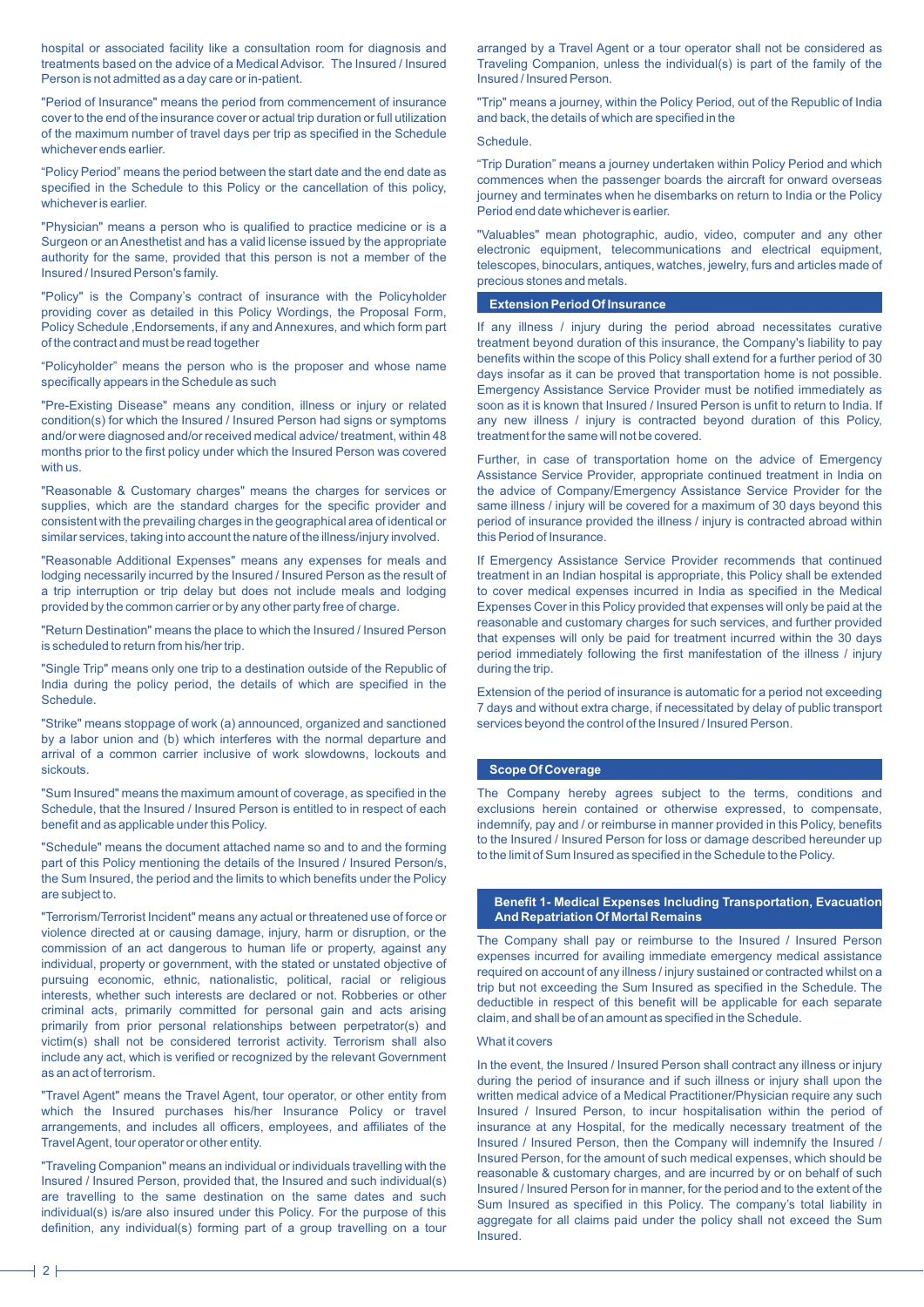hospital or associated facility like a consultation room for diagnosis and treatments based on the advice of a Medical Advisor. The Insured / Insured Person is not admitted as a day care or in-patient.

"Period of Insurance" means the period from commencement of insurance cover to the end of the insurance cover or actual trip duration or full utilization of the maximum number of travel days per trip as specified in the Schedule whichever ends earlier.

"Policy Period" means the period between the start date and the end date as specified in the Schedule to this Policy or the cancellation of this policy, whichever is earlier.

"Physician" means a person who is qualified to practice medicine or is a Surgeon or an Anesthetist and has a valid license issued by the appropriate authority for the same, provided that this person is not a member of the Insured / Insured Person's family.

"Policy" is the Company's contract of insurance with the Policyholder providing cover as detailed in this Policy Wordings, the Proposal Form, Policy Schedule ,Endorsements, if any and Annexures, and which form part of the contract and must be read together

"Policyholder" means the person who is the proposer and whose name specifically appears in the Schedule as such

"Pre-Existing Disease" means any condition, illness or injury or related condition(s) for which the Insured / Insured Person had signs or symptoms and/or were diagnosed and/or received medical advice/ treatment, within 48 months prior to the first policy under which the Insured Person was covered with us.

"Reasonable & Customary charges" means the charges for services or supplies, which are the standard charges for the specific provider and consistent with the prevailing charges in the geographical area of identical or similar services, taking into account the nature of the illness/injury involved.

"Reasonable Additional Expenses" means any expenses for meals and lodging necessarily incurred by the Insured / Insured Person as the result of a trip interruption or trip delay but does not include meals and lodging provided by the common carrier or by any other party free of charge.

"Return Destination" means the place to which the Insured / Insured Person is scheduled to return from his/her trip.

"Single Trip" means only one trip to a destination outside of the Republic of India during the policy period, the details of which are specified in the Schedule.

"Strike" means stoppage of work (a) announced, organized and sanctioned by a labor union and (b) which interferes with the normal departure and arrival of a common carrier inclusive of work slowdowns, lockouts and sickouts.

"Sum Insured" means the maximum amount of coverage, as specified in the Schedule, that the Insured / Insured Person is entitled to in respect of each benefit and as applicable under this Policy.

"Schedule" means the document attached name so and to and the forming part of this Policy mentioning the details of the Insured / Insured Person/s, the Sum Insured, the period and the limits to which benefits under the Policy are subject to.

"Terrorism/Terrorist Incident" means any actual or threatened use of force or violence directed at or causing damage, injury, harm or disruption, or the commission of an act dangerous to human life or property, against any individual, property or government, with the stated or unstated objective of pursuing economic, ethnic, nationalistic, political, racial or religious interests, whether such interests are declared or not. Robberies or other criminal acts, primarily committed for personal gain and acts arising primarily from prior personal relationships between perpetrator(s) and victim(s) shall not be considered terrorist activity. Terrorism shall also include any act, which is verified or recognized by the relevant Government as an act of terrorism.

"Travel Agent" means the Travel Agent, tour operator, or other entity from which the Insured purchases his/her Insurance Policy or travel arrangements, and includes all officers, employees, and affiliates of the Travel Agent, tour operator or other entity.

"Traveling Companion" means an individual or individuals travelling with the Insured / Insured Person, provided that, the Insured and such individual(s) are travelling to the same destination on the same dates and such individual(s) is/are also insured under this Policy. For the purpose of this definition, any individual(s) forming part of a group travelling on a tour arranged by a Travel Agent or a tour operator shall not be considered as Traveling Companion, unless the individual(s) is part of the family of the Insured / Insured Person.

"Trip" means a journey, within the Policy Period, out of the Republic of India and back, the details of which are specified in the

Schedule.

"Trip Duration" means a journey undertaken within Policy Period and which commences when the passenger boards the aircraft for onward overseas journey and terminates when he disembarks on return to India or the Policy Period end date whichever is earlier.

"Valuables" mean photographic, audio, video, computer and any other electronic equipment, telecommunications and electrical equipment, telescopes, binoculars, antiques, watches, jewelry, furs and articles made of precious stones and metals.

## Extension Period Of Insurance

If any illness / injury during the period abroad necessitates curative treatment beyond duration of this insurance, the Company's liability to pay benefits within the scope of this Policy shall extend for a further period of 30 days insofar as it can be proved that transportation home is not possible. Emergency Assistance Service Provider must be notified immediately as soon as it is known that Insured / Insured Person is unfit to return to India. If any new illness / injury is contracted beyond duration of this Policy, treatment for the same will not be covered.

Further, in case of transportation home on the advice of Emergency Assistance Service Provider, appropriate continued treatment in India on the advice of Company/Emergency Assistance Service Provider for the same illness / injury will be covered for a maximum of 30 days beyond this period of insurance provided the illness / injury is contracted abroad within this Period of Insurance.

If Emergency Assistance Service Provider recommends that continued treatment in an Indian hospital is appropriate, this Policy shall be extended to cover medical expenses incurred in India as specified in the Medical Expenses Cover in this Policy provided that expenses will only be paid at the reasonable and customary charges for such services, and further provided that expenses will only be paid for treatment incurred within the 30 days period immediately following the first manifestation of the illness / injury during the trip.

Extension of the period of insurance is automatic for a period not exceeding 7 days and without extra charge, if necessitated by delay of public transport services beyond the control of the Insured / Insured Person.

## Scope Of Coverage

The Company hereby agrees subject to the terms, conditions and exclusions herein contained or otherwise expressed, to compensate, indemnify, pay and / or reimburse in manner provided in this Policy, benefits to the Insured / Insured Person for loss or damage described hereunder up to the limit of Sum Insured as specified in the Schedule to the Policy.

## Benefit 1- Medical Expenses Including Transportation, Evacuation And Repatriation Of Mortal Remains

The Company shall pay or reimburse to the Insured / Insured Person expenses incurred for availing immediate emergency medical assistance required on account of any illness / injury sustained or contracted whilst on a trip but not exceeding the Sum Insured as specified in the Schedule. The deductible in respect of this benefit will be applicable for each separate claim, and shall be of an amount as specified in the Schedule.

What it covers

In the event, the Insured / Insured Person shall contract any illness or injury during the period of insurance and if such illness or injury shall upon the written medical advice of a Medical Practitioner/Physician require any such Insured / Insured Person, to incur hospitalisation within the period of insurance at any Hospital, for the medically necessary treatment of the Insured / Insured Person, then the Company will indemnify the Insured / Insured Person, for the amount of such medical expenses, which should be reasonable & customary charges, and are incurred by or on behalf of such Insured / Insured Person for in manner, for the period and to the extent of the Sum Insured as specified in this Policy. The company's total liability in aggregate for all claims paid under the policy shall not exceed the Sum Insured.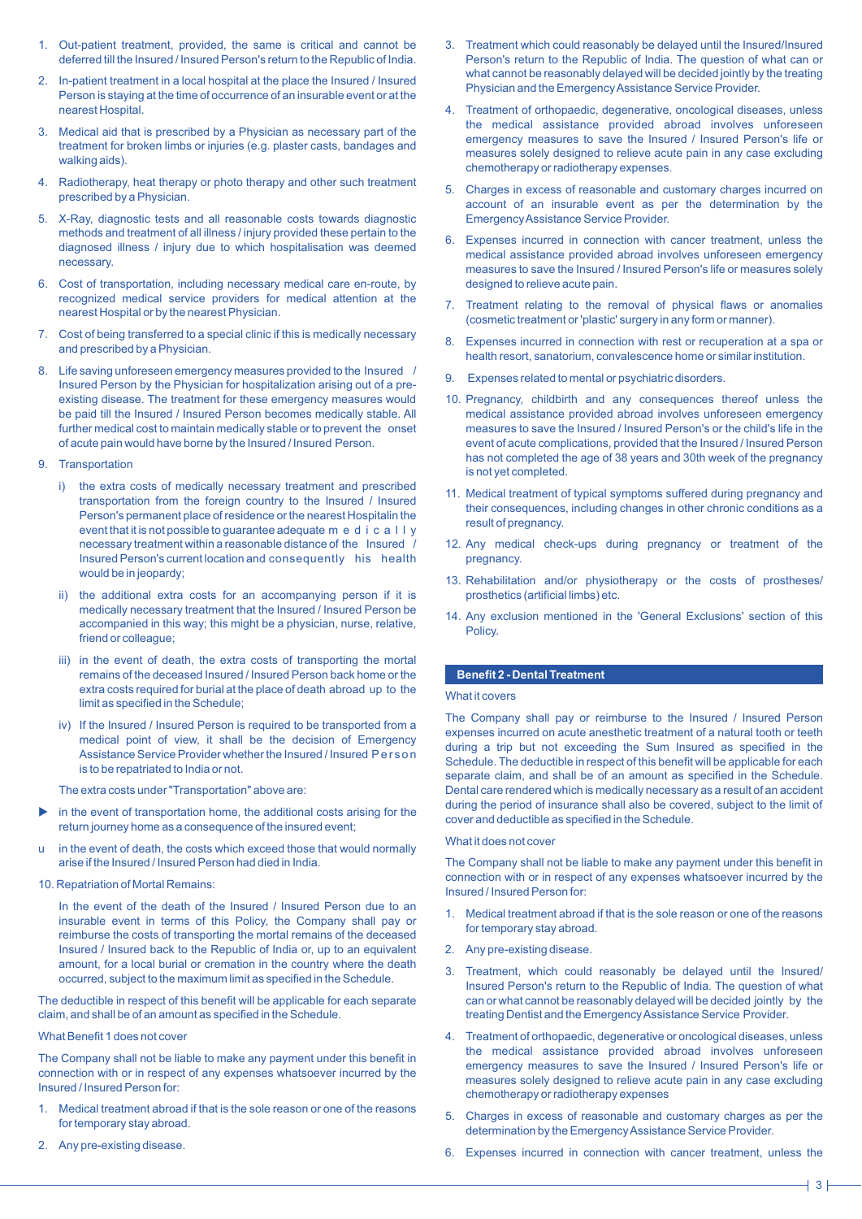1. Out-patient treatment, provided, the same is critical and cannot be deferred till the Insured / Insured Person's return to the Republic of India.
2. In-patient treatment in a local hospital at the place the Insured / Insured Person is staying at the time of occurrence of an insurable event or at the nearest Hospital.
3. Medical aid that is prescribed by a Physician as necessary part of the treatment for broken limbs or injuries (e.g. plaster casts, bandages and walking aids).
4. Radiotherapy, heat therapy or photo therapy and other such treatment prescribed by a Physician.
5. X-Ray, diagnostic tests and all reasonable costs towards diagnostic methods and treatment of all illness / injury provided these pertain to the diagnosed illness / injury due to which hospitalisation was deemed necessary.
6. Cost of transportation, including necessary medical care en-route, by recognized medical service providers for medical attention at the nearest Hospital or by the nearest Physician.
7. Cost of being transferred to a special clinic if this is medically necessary and prescribed by a Physician.
8. Life saving unforeseen emergency measures provided to the Insured / Insured Person by the Physician for hospitalization arising out of a pre-existing disease. The treatment for these emergency measures would be paid till the Insured / Insured Person becomes medically stable. All further medical cost to maintain medically stable or to prevent the onset of acute pain would have borne by the Insured / Insured Person.
9. Transportation
   i) the extra costs of medically necessary treatment and prescribed transportation from the foreign country to the Insured / Insured Person's permanent place of residence or the nearest Hospitalin the event that it is not possible to guarantee adequate medically necessary treatment within a reasonable distance of the Insured / Insured Person's current location and consequently his health would be in jeopardy;
   ii) the additional extra costs for an accompanying person if it is medically necessary treatment that the Insured / Insured Person be accompanied in this way; this might be a physician, nurse, relative, friend or colleague;
   iii) in the event of death, the extra costs of transporting the mortal remains of the deceased Insured / Insured Person back home or the extra costs required for burial at the place of death abroad up to the limit as specified in the Schedule;
   iv) If the Insured / Insured Person is required to be transported from a medical point of view, it shall be the decision of Emergency Assistance Service Provider whether the Insured / Insured Person is to be repatriated to India or not.

   The extra costs under "Transportation" above are:

   - in the event of transportation home, the additional costs arising for the return journey made as a consequence of the insured event;
   - in the event of death, the costs which exceed those that would normally arise if the Insured / Insured Person had died in India.
10. Repatriation of Mortal Remains:

    In the event of the death of the Insured / Insured Person due to an insurable event in terms of this Policy, the Company shall pay or reimburse the costs of transporting the mortal remains of the deceased Insured / Insured Person back to the Republic of India or, up to an equivalent amount, for a local burial or cremation in the country where the death occurred, subject to the maximum limit as specified in the Schedule.

The deductible in respect of this benefit will be applicable for each separate claim, and shall be of an amount as specified in the Schedule.

What Benefit 1 does not cover

The Company shall not be liable to make any payment under this benefit in connection with or in respect of any expenses whatsoever incurred by the Insured / Insured Person for:

1. Medical treatment abroad if that is the sole reason or one of the reasons for temporary stay abroad.
2. Any pre-existing disease.
3. Treatment which could reasonably be delayed until the Insured/Insured Person's return to the Republic of India. The question of what can or what cannot be reasonably delayed will be decided jointly by the treating Physician and the Emergency Assistance Service Provider.
4. Treatment of orthopaedic, degenerative, oncological diseases, unless the medical assistance provided abroad involves unforeseen emergency measures to save the Insured / Insured Person's life or measures solely designed to relieve acute pain in any case excluding chemotherapy or radiotherapy expenses.
5. Charges in excess of reasonable and customary charges incurred on account of an insurable event as per the determination by the Emergency Assistance Service Provider.
6. Expenses incurred in connection with cancer treatment, unless the medical assistance provided abroad involves unforeseen emergency measures to save the Insured / Insured Person's life or measures solely designed to relieve acute pain.
7. Treatment relating to the removal of physical flaws or anomalies (cosmetic treatment or 'plastic' surgery in any form or manner).
8. Expenses incurred in connection with rest or recuperation at a spa or health resort, sanatorium, convalescence home or similar institution.
9. Expenses related to mental or psychiatric disorders.
10. Pregnancy, childbirth and any consequences thereof unless the medical assistance provided abroad involves unforeseen emergency measures to save the Insured / Insured Person's or the child's life in the event of acute complications, provided that the Insured / Insured Person has not completed the age of 38 years and 30th week of the pregnancy is not yet completed.
11. Medical treatment of typical symptoms suffered during pregnancy and their consequences, including changes in other chronic conditions as a result of pregnancy.
12. Any medical check-ups during pregnancy or treatment of the pregnancy.
13. Rehabilitation and/or physiotherapy or the costs of prostheses/prosthetics (artificial limbs) etc.
14. Any exclusion mentioned in the 'General Exclusions' section of this Policy.

## Benefit 2 - Dental Treatment

What it covers

The Company shall pay or reimburse to the Insured / Insured Person expenses incurred on acute anesthetic treatment of a natural tooth or teeth during a trip but not exceeding the Sum Insured as specified in the Schedule. The deductible in respect of this benefit will be applicable for each separate claim, and shall be of an amount as specified in the Schedule. Dental care rendered which is medically necessary as a result of an accident during the period of insurance shall also be covered, subject to the limit of cover and deductible as specified in the Schedule.

What it does not cover

The Company shall not be liable to make any payment under this benefit in connection with or in respect of any expenses whatsoever incurred by the Insured / Insured Person for:

1. Medical treatment abroad if that is the sole reason or one of the reasons for temporary stay abroad.
2. Any pre-existing disease.
3. Treatment, which could reasonably be delayed until the Insured/ Insured Person's return to the Republic of India. The question of what can or what cannot be reasonably delayed will be decided jointly by the treating Dentist and the Emergency Assistance Service Provider.
4. Treatment of orthopaedic, degenerative or oncological diseases, unless the medical assistance provided abroad involves unforeseen emergency measures to save the Insured / Insured Person's life or measures solely designed to relieve acute pain in any case excluding chemotherapy or radiotherapy expenses
5. Charges in excess of reasonable and customary charges as per the determination by the Emergency Assistance Service Provider.
6. Expenses incurred in connection with cancer treatment, unless the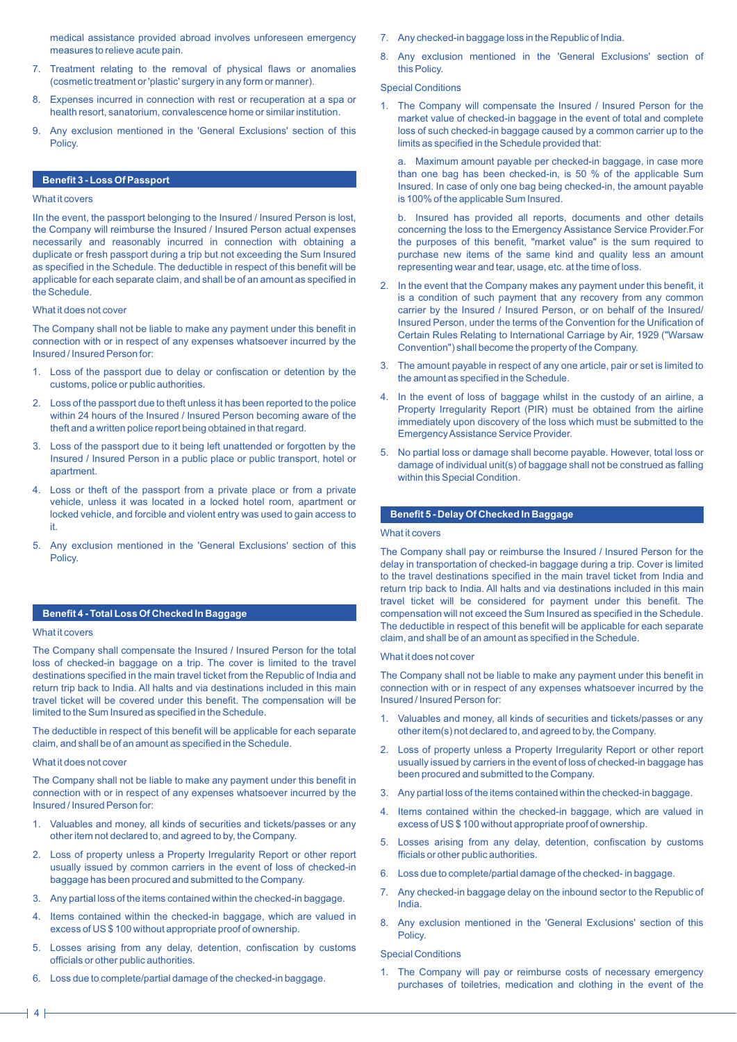medical assistance provided abroad involves unforeseen emergency measures to relieve acute pain.

7. Treatment relating to the removal of physical flaws or anomalies (cosmetic treatment or 'plastic' surgery in any form or manner).
8. Expenses incurred in connection with rest or recuperation at a spa or health resort, sanatorium, convalescence home or similar institution.
9. Any exclusion mentioned in the 'General Exclusions' section of this Policy.

## Benefit 3 - Loss Of Passport

What it covers

IIn the event, the passport belonging to the Insured / Insured Person is lost, the Company will reimburse the Insured / Insured Person actual expenses necessarily and reasonably incurred in connection with obtaining a duplicate or fresh passport during a trip but not exceeding the Sum Insured as specified in the Schedule. The deductible in respect of this benefit will be applicable for each separate claim, and shall be of an amount as specified in the Schedule.

What it does not cover

The Company shall not be liable to make any payment under this benefit in connection with or in respect of any expenses whatsoever incurred by the Insured / Insured Person for:

1. Loss of the passport due to delay or confiscation or detention by the customs, police or public authorities.
2. Loss of the passport due to theft unless it has been reported to the police within 24 hours of the Insured / Insured Person becoming aware of the theft and a written police report being obtained in that regard.
3. Loss of the passport due to it being left unattended or forgotten by the Insured / Insured Person in a public place or public transport, hotel or apartment.
4. Loss or theft of the passport from a private place or from a private vehicle, unless it was located in a locked hotel room, apartment or locked vehicle, and forcible and violent entry was used to gain access to it.
5. Any exclusion mentioned in the 'General Exclusions' section of this Policy.

## Benefit 4 - Total Loss Of Checked In Baggage

What it covers

The Company shall compensate the Insured / Insured Person for the total loss of checked-in baggage on a trip. The cover is limited to the travel destinations specified in the main travel ticket from the Republic of India and return trip back to India. All halts and via destinations included in this main travel ticket will be covered under this benefit. The compensation will be limited to the Sum Insured as specified in the Schedule.

The deductible in respect of this benefit will be applicable for each separate claim, and shall be of an amount as specified in the Schedule.

What it does not cover

The Company shall not be liable to make any payment under this benefit in connection with or in respect of any expenses whatsoever incurred by the Insured / Insured Person for:

1. Valuables and money, all kinds of securities and tickets/passes or any other item not declared to, and agreed to by, the Company.
2. Loss of property unless a Property Irregularity Report or other report usually issued by common carriers in the event of loss of checked-in baggage has been procured and submitted to the Company.
3. Any partial loss of the items contained within the checked-in baggage.
4. Items contained within the checked-in baggage, which are valued in excess of US $ 100 without appropriate proof of ownership.
5. Losses arising from any delay, detention, confiscation by customs officials or other public authorities.
6. Loss due to complete/partial damage of the checked-in baggage.
7. Any checked-in baggage loss in the Republic of India.
8. Any exclusion mentioned in the 'General Exclusions' section of this Policy.

Special Conditions

1. The Company will compensate the Insured / Insured Person for the market value of checked-in baggage in the event of total and complete loss of such checked-in baggage caused by a common carrier up to the limits as specified in the Schedule provided that:

   a. Maximum amount payable per checked-in baggage, in case more than one bag has been checked-in, is 50 % of the applicable Sum Insured. In case of only one bag being checked-in, the amount payable is 100% of the applicable Sum Insured.

   b. Insured has provided all reports, documents and other details concerning the loss to the Emergency Assistance Service Provider.For the purposes of this benefit, "market value" is the sum required to purchase new items of the same kind and quality less an amount representing wear and tear, usage, etc. at the time of loss.

2. In the event that the Company makes any payment under this benefit, it is a condition of such payment that any recovery from any common carrier by the Insured / Insured Person, or on behalf of the Insured/ Insured Person, under the terms of the Convention for the Unification of Certain Rules Relating to International Carriage by Air, 1929 ("Warsaw Convention") shall become the property of the Company.
3. The amount payable in respect of any one article, pair or set is limited to the amount as specified in the Schedule.
4. In the event of loss of baggage whilst in the custody of an airline, a Property Irregularity Report (PIR) must be obtained from the airline immediately upon discovery of the loss which must be submitted to the Emergency Assistance Service Provider.
5. No partial loss or damage shall become payable. However, total loss or damage of individual unit(s) of baggage shall not be construed as falling within this Special Condition.

## Benefit 5 - Delay Of Checked In Baggage

What it covers

The Company shall pay or reimburse the Insured / Insured Person for the delay in transportation of checked-in baggage during a trip. Cover is limited to the travel destinations specified in the main travel ticket from India and return trip back to India. All halts and via destinations included in this main travel ticket will be considered for payment under this benefit. The compensation will not exceed the Sum Insured as specified in the Schedule. The deductible in respect of this benefit will be applicable for each separate claim, and shall be of an amount as specified in the Schedule.

What it does not cover

The Company shall not be liable to make any payment under this benefit in connection with or in respect of any expenses whatsoever incurred by the Insured / Insured Person for:

1. Valuables and money, all kinds of securities and tickets/passes or any other item(s) not declared to, and agreed to by, the Company.
2. Loss of property unless a Property Irregularity Report or other report usually issued by carriers in the event of loss of checked-in baggage has been procured and submitted to the Company.
3. Any partial loss of the items contained within the checked-in baggage.
4. Items contained within the checked-in baggage, which are valued in excess of US $ 100 without appropriate proof of ownership.
5. Losses arising from any delay, detention, confiscation by customs fficials or other public authorities.
6. Loss due to complete/partial damage of the checked- in baggage.
7. Any checked-in baggage delay on the inbound sector to the Republic of India.
8. Any exclusion mentioned in the 'General Exclusions' section of this Policy.

Special Conditions

1. The Company will pay or reimburse costs of necessary emergency purchases of toiletries, medication and clothing in the event of the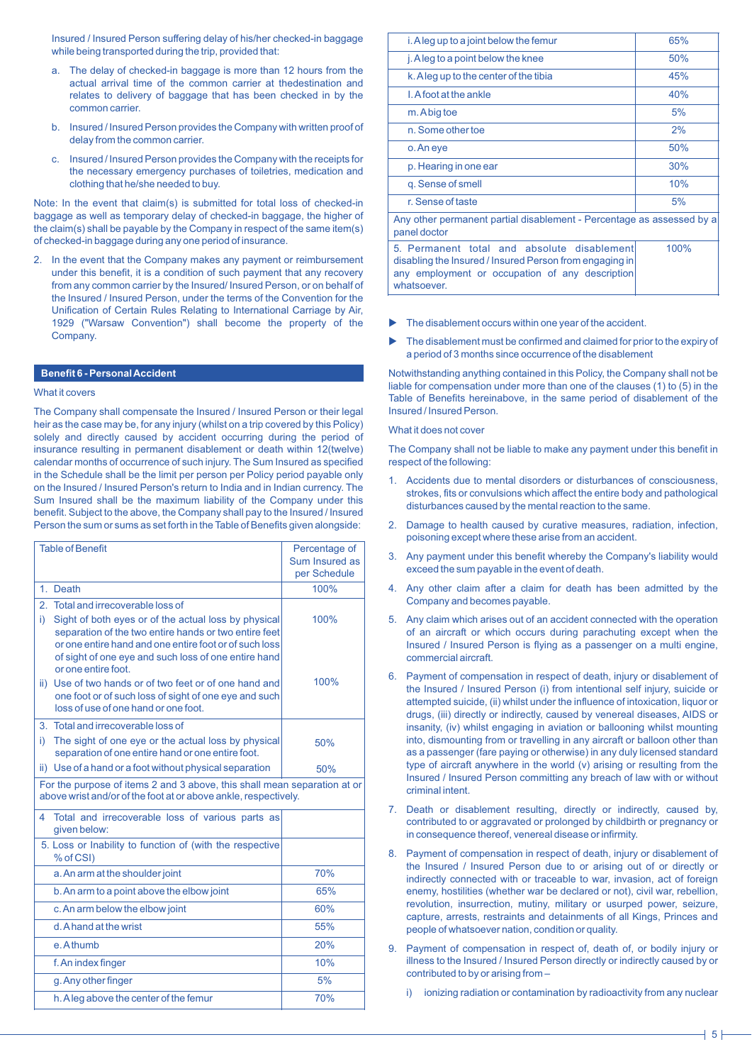Insured / Insured Person suffering delay of his/her checked-in baggage while being transported during the trip, provided that:

a. The delay of checked-in baggage is more than 12 hours from the actual arrival time of the common carrier at thedestination and relates to delivery of baggage that has been checked in by the common carrier.

b. Insured / Insured Person provides the Company with written proof of delay from the common carrier.

c. Insured / Insured Person provides the Company with the receipts for the necessary emergency purchases of toiletries, medication and clothing that he/she needed to buy.

Note: In the event that claim(s) is submitted for total loss of checked-in baggage as well as temporary delay of checked-in baggage, the higher of the claim(s) shall be payable by the Company in respect of the same item(s) of checked-in baggage during any one period of insurance.

2. In the event that the Company makes any payment or reimbursement under this benefit, it is a condition of such payment that any recovery from any common carrier by the Insured/ Insured Person, or on behalf of the Insured / Insured Person, under the terms of the Convention for the Unification of Certain Rules Relating to International Carriage by Air, 1929 ("Warsaw Convention") shall become the property of the Company.

## Benefit 6 - Personal Accident

What it covers

The Company shall compensate the Insured / Insured Person or their legal heir as the case may be, for any injury (whilst on a trip covered by this Policy) solely and directly caused by accident occurring during the period of insurance resulting in permanent disablement or death within 12(twelve) calendar months of occurrence of such injury. The Sum Insured as specified in the Schedule shall be the limit per person per Policy period payable only on the Insured / Insured Person's return to India and in Indian currency. The Sum Insured shall be the maximum liability of the Company under this benefit. Subject to the above, the Company shall pay to the Insured / Insured Person the sum or sums as set forth in the Table of Benefits given alongside:

| Table of Benefit | Percentage of Sum Insured as per Schedule |
|---|---|
| 1. Death | 100% |
| 2. Total and irrecoverable loss of | |
| i) Sight of both eyes or of the actual loss by physical separation of the two entire hands or two entire feet or one entire hand and one entire foot or of such loss of sight of one eye and such loss of one entire hand or one entire foot. | 100% |
| ii) Use of two hands or of two feet or of one hand and one foot or of such loss of sight of one eye and such loss of use of one hand or one foot. | 100% |
| 3. Total and irrecoverable loss of | |
| i) The sight of one eye or the actual loss by physical separation of one entire hand or one entire foot. | 50% |
| ii) Use of a hand or a foot without physical separation | 50% |
| For the purpose of items 2 and 3 above, this shall mean separation at or above wrist and/or of the foot at or above ankle, respectively. | |
| 4 Total and irrecoverable loss of various parts as given below: | |
| 5. Loss or Inability to function of (with the respective % of CSI) | |
| a. An arm at the shoulder joint | 70% |
| b. An arm to a point above the elbow joint | 65% |
| c. An arm below the elbow joint | 60% |
| d. A hand at the wrist | 55% |
| e. A thumb | 20% |
| f. An index finger | 10% |
| g. Any other finger | 5% |
| h. A leg above the center of the femur | 70% |
| i. A leg up to a joint below the femur | 65% |
| j. A leg to a point below the knee | 50% |
| k. A leg up to the center of the tibia | 45% |
| l. A foot at the ankle | 40% |
| m. A big toe | 5% |
| n. Some other toe | 2% |
| o. An eye | 50% |
| p. Hearing in one ear | 30% |
| q. Sense of smell | 10% |
| r. Sense of taste | 5% |
| Any other permanent partial disablement - Percentage as assessed by a panel doctor | |
| 5. Permanent total and absolute disablement disabling the Insured / Insured Person from engaging in any employment or occupation of any description whatsoever. | 100% |

- The disablement occurs within one year of the accident.
- The disablement must be confirmed and claimed for prior to the expiry of a period of 3 months since occurrence of the disablement

Notwithstanding anything contained in this Policy, the Company shall not be liable for compensation under more than one of the clauses (1) to (5) in the Table of Benefits hereinabove, in the same period of disablement of the Insured / Insured Person.

What it does not cover

The Company shall not be liable to make any payment under this benefit in respect of the following:

1. Accidents due to mental disorders or disturbances of consciousness, strokes, fits or convulsions which affect the entire body and pathological disturbances caused by the mental reaction to the same.

2. Damage to health caused by curative measures, radiation, infection, poisoning except where these arise from an accident.

3. Any payment under this benefit whereby the Company's liability would exceed the sum payable in the event of death.

4. Any other claim after a claim for death has been admitted by the Company and becomes payable.

5. Any claim which arises out of an accident connected with the operation of an aircraft or which occurs during parachuting except when the Insured / Insured Person is flying as a passenger on a multi engine, commercial aircraft.

6. Payment of compensation in respect of death, injury or disablement of the Insured / Insured Person (i) from intentional self injury, suicide or attempted suicide, (ii) whilst under the influence of intoxication, liquor or drugs, (iii) directly or indirectly, caused by venereal diseases, AIDS or insanity, (iv) whilst engaging in aviation or ballooning whilst mounting into, dismounting from or travelling in any aircraft or balloon other than as a passenger (fare paying or otherwise) in any duly licensed standard type of aircraft anywhere in the world (v) arising or resulting from the Insured / Insured Person committing any breach of law with or without criminal intent.

7. Death or disablement resulting, directly or indirectly, caused by, contributed to or aggravated or prolonged by childbirth or pregnancy or in consequence thereof, venereal disease or infirmity.

8. Payment of compensation in respect of death, injury or disablement of the Insured / Insured Person due to or arising out of or directly or indirectly connected with or traceable to war, invasion, act of foreign enemy, hostilities (whether war be declared or not), civil war, rebellion, revolution, insurrection, mutiny, military or usurped power, seizure, capture, arrests, restraints and detainments of all Kings, Princes and people of whatsoever nation, condition or quality.

9. Payment of compensation in respect of, death of, or bodily injury or illness to the Insured / Insured Person directly or indirectly caused by or contributed to by or arising from –

   i) ionizing radiation or contamination by radioactivity from any nuclear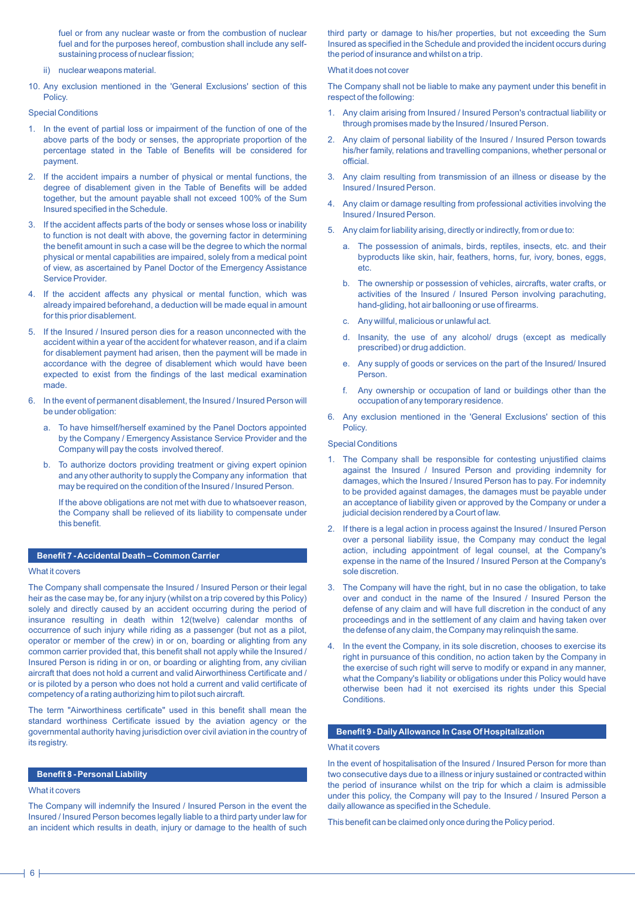fuel or from any nuclear waste or from the combustion of nuclear fuel and for the purposes hereof, combustion shall include any self-sustaining process of nuclear fission;

ii) nuclear weapons material.

10. Any exclusion mentioned in the 'General Exclusions' section of this Policy.

Special Conditions

1. In the event of partial loss or impairment of the function of one of the above parts of the body or senses, the appropriate proportion of the percentage stated in the Table of Benefits will be considered for payment.
2. If the accident impairs a number of physical or mental functions, the degree of disablement given in the Table of Benefits will be added together, but the amount payable shall not exceed 100% of the Sum Insured specified in the Schedule.
3. If the accident affects parts of the body or senses whose loss or inability to function is not dealt with above, the governing factor in determining the benefit amount in such a case will be the degree to which the normal physical or mental capabilities are impaired, solely from a medical point of view, as ascertained by Panel Doctor of the Emergency Assistance Service Provider.
4. If the accident affects any physical or mental function, which was already impaired beforehand, a deduction will be made equal in amount for this prior disablement.
5. If the Insured / Insured person dies for a reason unconnected with the accident within a year of the accident for whatever reason, and if a claim for disablement payment had arisen, then the payment will be made in accordance with the degree of disablement which would have been expected to exist from the findings of the last medical examination made.
6. In the event of permanent disablement, the Insured / Insured Person will be under obligation:
   a. To have himself/herself examined by the Panel Doctors appointed by the Company / Emergency Assistance Service Provider and the Company will pay the costs involved thereof.
   b. To authorize doctors providing treatment or giving expert opinion and any other authority to supply the Company any information that may be required on the condition of the Insured / Insured Person.

   If the above obligations are not met with due to whatsoever reason, the Company shall be relieved of its liability to compensate under this benefit.

## Benefit 7 - Accidental Death – Common Carrier

What it covers

The Company shall compensate the Insured / Insured Person or their legal heir as the case may be, for any injury (whilst on a trip covered by this Policy) solely and directly caused by an accident occurring during the period of insurance resulting in death within 12(twelve) calendar months of occurrence of such injury while riding as a passenger (but not as a pilot, operator or member of the crew) in or on, boarding or alighting from any common carrier provided that, this benefit shall not apply while the Insured / Insured Person is riding in or on, or boarding or alighting from, any civilian aircraft that does not hold a current and valid Airworthiness Certificate and / or is piloted by a person who does not hold a current and valid certificate of competency of a rating authorizing him to pilot such aircraft.

The term "Airworthiness certificate" used in this benefit shall mean the standard worthiness Certificate issued by the aviation agency or the governmental authority having jurisdiction over civil aviation in the country of its registry.

## Benefit 8 - Personal Liability

What it covers

The Company will indemnify the Insured / Insured Person in the event the Insured / Insured Person becomes legally liable to a third party under law for an incident which results in death, injury or damage to the health of such third party or damage to his/her properties, but not exceeding the Sum Insured as specified in the Schedule and provided the incident occurs during the period of insurance and whilst on a trip.

What it does not cover

The Company shall not be liable to make any payment under this benefit in respect of the following:

1. Any claim arising from Insured / Insured Person's contractual liability or through promises made by the Insured / Insured Person.
2. Any claim of personal liability of the Insured / Insured Person towards his/her family, relations and travelling companions, whether personal or official.
3. Any claim resulting from transmission of an illness or disease by the Insured / Insured Person.
4. Any claim or damage resulting from professional activities involving the Insured / Insured Person.
5. Any claim for liability arising, directly or indirectly, from or due to:
   a. The possession of animals, birds, reptiles, insects, etc. and their byproducts like skin, hair, feathers, horns, fur, ivory, bones, eggs, etc.
   b. The ownership or possession of vehicles, aircrafts, water crafts, or activities of the Insured / Insured Person involving parachuting, hand-gliding, hot air ballooning or use of firearms.
   c. Any willful, malicious or unlawful act.
   d. Insanity, the use of any alcohol/ drugs (except as medically prescribed) or drug addiction.
   e. Any supply of goods or services on the part of the Insured/ Insured Person.
   f. Any ownership or occupation of land or buildings other than the occupation of any temporary residence.
6. Any exclusion mentioned in the 'General Exclusions' section of this Policy.

Special Conditions

1. The Company shall be responsible for contesting unjustified claims against the Insured / Insured Person and providing indemnity for damages, which the Insured / Insured Person has to pay. For indemnity to be provided against damages, the damages must be payable under an acceptance of liability given or approved by the Company or under a judicial decision rendered by a Court of law.
2. If there is a legal action in process against the Insured / Insured Person over a personal liability issue, the Company may conduct the legal action, including appointment of legal counsel, at the Company's expense in the name of the Insured / Insured Person at the Company's sole discretion.
3. The Company will have the right, but in no case the obligation, to take over and conduct in the name of the Insured / Insured Person the defense of any claim and will have full discretion in the conduct of any proceedings and in the settlement of any claim and having taken over the defense of any claim, the Company may relinquish the same.
4. In the event the Company, in its sole discretion, chooses to exercise its right in pursuance of this condition, no action taken by the Company in the exercise of such right will serve to modify or expand in any manner, what the Company's liability or obligations under this Policy would have otherwise been had it not exercised its rights under this Special Conditions.

## Benefit 9 - Daily Allowance In Case Of Hospitalization

What it covers

In the event of hospitalisation of the Insured / Insured Person for more than two consecutive days due to a illness or injury sustained or contracted within the period of insurance whilst on the trip for which a claim is admissible under this policy, the Company will pay to the Insured / Insured Person a daily allowance as specified in the Schedule.

This benefit can be claimed only once during the Policy period.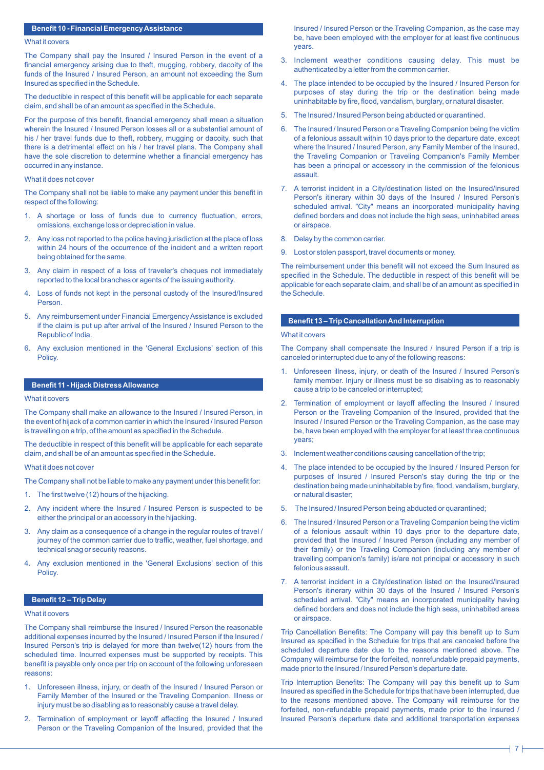## Benefit 10 - Financial Emergency Assistance

What it covers

The Company shall pay the Insured / Insured Person in the event of a financial emergency arising due to theft, mugging, robbery, dacoity of the funds of the Insured / Insured Person, an amount not exceeding the Sum Insured as specified in the Schedule.

The deductible in respect of this benefit will be applicable for each separate claim, and shall be of an amount as specified in the Schedule.

For the purpose of this benefit, financial emergency shall mean a situation wherein the Insured / Insured Person losses all or a substantial amount of his / her travel funds due to theft, robbery, mugging or dacoity, such that there is a detrimental effect on his / her travel plans. The Company shall have the sole discretion to determine whether a financial emergency has occurred in any instance.

What it does not cover

The Company shall not be liable to make any payment under this benefit in respect of the following:

1. A shortage or loss of funds due to currency fluctuation, errors, omissions, exchange loss or depreciation in value.
2. Any loss not reported to the police having jurisdiction at the place of loss within 24 hours of the occurrence of the incident and a written report being obtained for the same.
3. Any claim in respect of a loss of traveler's cheques not immediately reported to the local branches or agents of the issuing authority.
4. Loss of funds not kept in the personal custody of the Insured/Insured Person.
5. Any reimbursement under Financial Emergency Assistance is excluded if the claim is put up after arrival of the Insured / Insured Person to the Republic of India.
6. Any exclusion mentioned in the 'General Exclusions' section of this Policy.

## Benefit 11 - Hijack Distress Allowance

What it covers

The Company shall make an allowance to the Insured / Insured Person, in the event of hijack of a common carrier in which the Insured / Insured Person is travelling on a trip, of the amount as specified in the Schedule.

The deductible in respect of this benefit will be applicable for each separate claim, and shall be of an amount as specified in the Schedule.

What it does not cover

The Company shall not be liable to make any payment under this benefit for:

1. The first twelve (12) hours of the hijacking.
2. Any incident where the Insured / Insured Person is suspected to be either the principal or an accessory in the hijacking.
3. Any claim as a consequence of a change in the regular routes of travel / journey of the common carrier due to traffic, weather, fuel shortage, and technical snag or security reasons.
4. Any exclusion mentioned in the 'General Exclusions' section of this Policy.

## Benefit 12 – Trip Delay

What it covers

The Company shall reimburse the Insured / Insured Person the reasonable additional expenses incurred by the Insured / Insured Person if the Insured / Insured Person's trip is delayed for more than twelve(12) hours from the scheduled time. Incurred expenses must be supported by receipts. This benefit is payable only once per trip on account of the following unforeseen reasons:

1. Unforeseen illness, injury, or death of the Insured / Insured Person or Family Member of the Insured or the Traveling Companion. Illness or injury must be so disabling as to reasonably cause a travel delay.
2. Termination of employment or layoff affecting the Insured / Insured Person or the Traveling Companion of the Insured, provided that the Insured / Insured Person or the Traveling Companion, as the case may be, have been employed with the employer for at least five continuous years.
3. Inclement weather conditions causing delay. This must be authenticated by a letter from the common carrier.
4. The place intended to be occupied by the Insured / Insured Person for purposes of stay during the trip or the destination being made uninhabitable by fire, flood, vandalism, burglary, or natural disaster.
5. The Insured / Insured Person being abducted or quarantined.
6. The Insured / Insured Person or a Traveling Companion being the victim of a felonious assault within 10 days prior to the departure date, except where the Insured / Insured Person, any Family Member of the Insured, the Traveling Companion or Traveling Companion's Family Member has been a principal or accessory in the commission of the felonious assault.
7. A terrorist incident in a City/destination listed on the Insured/Insured Person's itinerary within 30 days of the Insured / Insured Person's scheduled arrival. "City" means an incorporated municipality having defined borders and does not include the high seas, uninhabited areas or airspace.
8. Delay by the common carrier.
9. Lost or stolen passport, travel documents or money.

The reimbursement under this benefit will not exceed the Sum Insured as specified in the Schedule. The deductible in respect of this benefit will be applicable for each separate claim, and shall be of an amount as specified in the Schedule.

## Benefit 13 – Trip Cancellation And Interruption

What it covers

The Company shall compensate the Insured / Insured Person if a trip is canceled or interrupted due to any of the following reasons:

1. Unforeseen illness, injury, or death of the Insured / Insured Person's family member. Injury or illness must be so disabling as to reasonably cause a trip to be canceled or interrupted;
2. Termination of employment or layoff affecting the Insured / Insured Person or the Traveling Companion of the Insured, provided that the Insured / Insured Person or the Traveling Companion, as the case may be, have been employed with the employer for at least three continuous years;
3. Inclement weather conditions causing cancellation of the trip;
4. The place intended to be occupied by the Insured / Insured Person for purposes of Insured / Insured Person's stay during the trip or the destination being made uninhabitable by fire, flood, vandalism, burglary, or natural disaster;
5. The Insured / Insured Person being abducted or quarantined;
6. The Insured / Insured Person or a Traveling Companion being the victim of a felonious assault within 10 days prior to the departure date, provided that the Insured / Insured Person (including any member of their family) or the Traveling Companion (including any member of travelling companion's family) is/are not principal or accessory in such felonious assault.
7. A terrorist incident in a City/destination listed on the Insured/Insured Person's itinerary within 30 days of the Insured / Insured Person's scheduled arrival. "City" means an incorporated municipality having defined borders and does not include the high seas, uninhabited areas or airspace.

Trip Cancellation Benefits: The Company will pay this benefit up to Sum Insured as specified in the Schedule for trips that are canceled before the scheduled departure date due to the reasons mentioned above. The Company will reimburse for the forfeited, nonrefundable prepaid payments, made prior to the Insured / Insured Person's departure date.

Trip Interruption Benefits: The Company will pay this benefit up to Sum Insured as specified in the Schedule for trips that have been interrupted, due to the reasons mentioned above. The Company will reimburse for the forfeited, non-refundable prepaid payments, made prior to the Insured / Insured Person's departure date and additional transportation expenses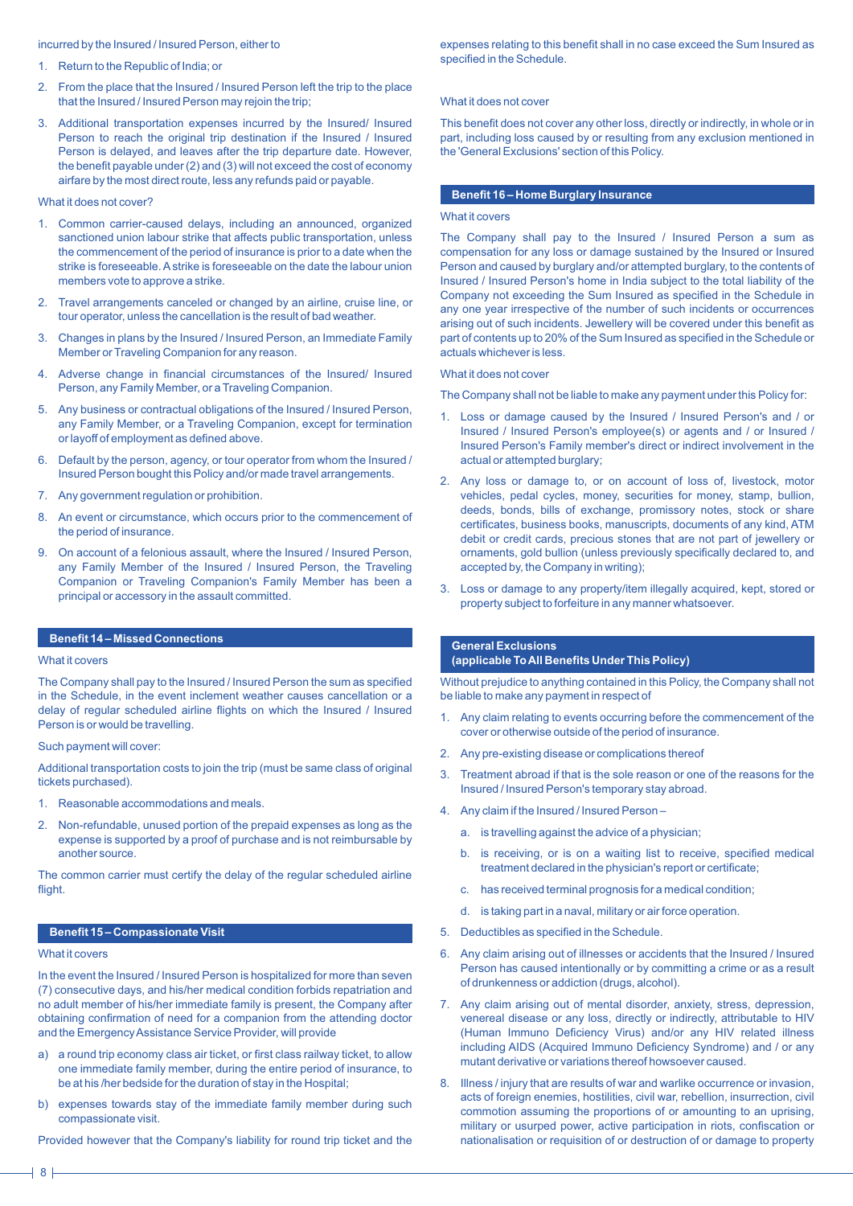incurred by the Insured / Insured Person, either to

1. Return to the Republic of India; or
2. From the place that the Insured / Insured Person left the trip to the place that the Insured / Insured Person may rejoin the trip;
3. Additional transportation expenses incurred by the Insured/ Insured Person to reach the original trip destination if the Insured / Insured Person is delayed, and leaves after the trip departure date. However, the benefit payable under (2) and (3) will not exceed the cost of economy airfare by the most direct route, less any refunds paid or payable.

What it does not cover?

1. Common carrier-caused delays, including an announced, organized sanctioned union labour strike that affects public transportation, unless the commencement of the period of insurance is prior to a date when the strike is foreseeable. A strike is foreseeable on the date the labour union members vote to approve a strike.
2. Travel arrangements canceled or changed by an airline, cruise line, or tour operator, unless the cancellation is the result of bad weather.
3. Changes in plans by the Insured / Insured Person, an Immediate Family Member or Traveling Companion for any reason.
4. Adverse change in financial circumstances of the Insured/ Insured Person, any Family Member, or a Traveling Companion.
5. Any business or contractual obligations of the Insured / Insured Person, any Family Member, or a Traveling Companion, except for termination or layoff of employment as defined above.
6. Default by the person, agency, or tour operator from whom the Insured / Insured Person bought this Policy and/or made travel arrangements.
7. Any government regulation or prohibition.
8. An event or circumstance, which occurs prior to the commencement of the period of insurance.
9. On account of a felonious assault, where the Insured / Insured Person, any Family Member of the Insured / Insured Person, the Traveling Companion or Traveling Companion's Family Member has been a principal or accessory in the assault committed.

## Benefit 14 – Missed Connections

What it covers

The Company shall pay to the Insured / Insured Person the sum as specified in the Schedule, in the event inclement weather causes cancellation or a delay of regular scheduled airline flights on which the Insured / Insured Person is or would be travelling.

Such payment will cover:

Additional transportation costs to join the trip (must be same class of original tickets purchased).

1. Reasonable accommodations and meals.
2. Non-refundable, unused portion of the prepaid expenses as long as the expense is supported by a proof of purchase and is not reimbursable by another source.

The common carrier must certify the delay of the regular scheduled airline flight.

## Benefit 15 – Compassionate Visit

What it covers

In the event the Insured / Insured Person is hospitalized for more than seven (7) consecutive days, and his/her medical condition forbids repatriation and no adult member of his/her immediate family is present, the Company after obtaining confirmation of need for a companion from the attending doctor and the Emergency Assistance Service Provider, will provide

a) a round trip economy class air ticket, or first class railway ticket, to allow one immediate family member, during the entire period of insurance, to be at his /her bedside for the duration of stay in the Hospital;

b) expenses towards stay of the immediate family member during such compassionate visit.

Provided however that the Company's liability for round trip ticket and the expenses relating to this benefit shall in no case exceed the Sum Insured as specified in the Schedule.

What it does not cover

This benefit does not cover any other loss, directly or indirectly, in whole or in part, including loss caused by or resulting from any exclusion mentioned in the 'General Exclusions' section of this Policy.

## Benefit 16 – Home Burglary Insurance

What it covers

The Company shall pay to the Insured / Insured Person a sum as compensation for any loss or damage sustained by the Insured or Insured Person and caused by burglary and/or attempted burglary, to the contents of Insured / Insured Person's home in India subject to the total liability of the Company not exceeding the Sum Insured as specified in the Schedule in any one year irrespective of the number of such incidents or occurrences arising out of such incidents. Jewellery will be covered under this benefit as part of contents up to 20% of the Sum Insured as specified in the Schedule or actuals whichever is less.

What it does not cover

The Company shall not be liable to make any payment under this Policy for:

1. Loss or damage caused by the Insured / Insured Person's and / or Insured / Insured Person's employee(s) or agents and / or Insured / Insured Person's Family member's direct or indirect involvement in the actual or attempted burglary;
2. Any loss or damage to, or on account of loss of, livestock, motor vehicles, pedal cycles, money, securities for money, stamp, bullion, deeds, bonds, bills of exchange, promissory notes, stock or share certificates, business books, manuscripts, documents of any kind, ATM debit or credit cards, precious stones that are not part of jewellery or ornaments, gold bullion (unless previously specifically declared to, and accepted by, the Company in writing);
3. Loss or damage to any property/item illegally acquired, kept, stored or property subject to forfeiture in any manner whatsoever.

## General Exclusions (applicable To All Benefits Under This Policy)

Without prejudice to anything contained in this Policy, the Company shall not be liable to make any payment in respect of

1. Any claim relating to events occurring before the commencement of the cover or otherwise outside of the period of insurance.
2. Any pre-existing disease or complications thereof
3. Treatment abroad if that is the sole reason or one of the reasons for the Insured / Insured Person's temporary stay abroad.
4. Any claim if the Insured / Insured Person –
   a. is travelling against the advice of a physician;
   b. is receiving, or is on a waiting list to receive, specified medical treatment declared in the physician's report or certificate;
   c. has received terminal prognosis for a medical condition;
   d. is taking part in a naval, military or air force operation.
5. Deductibles as specified in the Schedule.
6. Any claim arising out of illnesses or accidents that the Insured / Insured Person has caused intentionally or by committing a crime or as a result of drunkenness or addiction (drugs, alcohol).
7. Any claim arising out of mental disorder, anxiety, stress, depression, venereal disease or any loss, directly or indirectly, attributable to HIV (Human Immuno Deficiency Virus) and/or any HIV related illness including AIDS (Acquired Immuno Deficiency Syndrome) and / or any mutant derivative or variations thereof howsoever caused.
8. Illness / injury that are results of war and warlike occurrence or invasion, acts of foreign enemies, hostilities, civil war, rebellion, insurrection, civil commotion assuming the proportions of or amounting to an uprising, military or usurped power, active participation in riots, confiscation or nationalisation or requisition of or destruction of or damage to property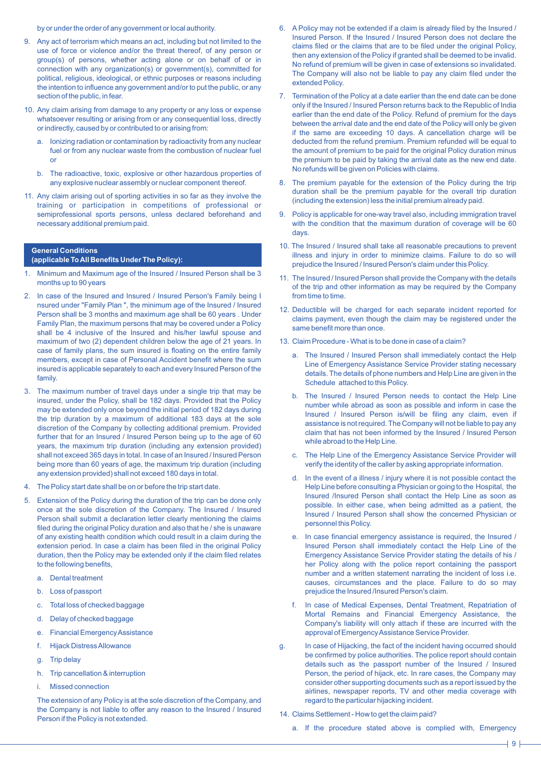by or under the order of any government or local authority.

9. Any act of terrorism which means an act, including but not limited to the use of force or violence and/or the threat thereof, of any person or group(s) of persons, whether acting alone or on behalf of or in connection with any organization(s) or government(s), committed for political, religious, ideological, or ethnic purposes or reasons including the intention to influence any government and/or to put the public, or any section of the public, in fear.

10. Any claim arising from damage to any property or any loss or expense whatsoever resulting or arising from or any consequential loss, directly or indirectly, caused by or contributed to or arising from:

    a. Ionizing radiation or contamination by radioactivity from any nuclear fuel or from any nuclear waste from the combustion of nuclear fuel or

    b. The radioactive, toxic, explosive or other hazardous properties of any explosive nuclear assembly or nuclear component thereof.

11. Any claim arising out of sporting activities in so far as they involve the training or participation in competitions of professional or semiprofessional sports persons, unless declared beforehand and necessary additional premium paid.

## General Conditions (applicable To All Benefits Under The Policy):

1. Minimum and Maximum age of the Insured / Insured Person shall be 3 months up to 90 years

2. In case of the Insured and Insured / Insured Person's Family being I nsured under "Family Plan ", the minimum age of the Insured / Insured Person shall be 3 months and maximum age shall be 60 years . Under Family Plan, the maximum persons that may be covered under a Policy shall be 4 inclusive of the Insured and his/her lawful spouse and maximum of two (2) dependent children below the age of 21 years. In case of family plans, the sum insured is floating on the entire family members, except in case of Personal Accident benefit where the sum insured is applicable separately to each and every Insured Person of the family.

3. The maximum number of travel days under a single trip that may be insured, under the Policy, shall be 182 days. Provided that the Policy may be extended only once beyond the initial period of 182 days during the trip duration by a maximum of additional 183 days at the sole discretion of the Company by collecting additional premium. Provided further that for an Insured / Insured Person being up to the age of 60 years, the maximum trip duration (including any extension provided) shall not exceed 365 days in total. In case of an Insured / Insured Person being more than 60 years of age, the maximum trip duration (including any extension provided) shall not exceed 180 days in total.

4. The Policy start date shall be on or before the trip start date.

5. Extension of the Policy during the duration of the trip can be done only once at the sole discretion of the Company. The Insured / Insured Person shall submit a declaration letter clearly mentioning the claims filed during the original Policy duration and also that he / she is unaware of any existing health condition which could result in a claim during the extension period. In case a claim has been filed in the original Policy duration, then the Policy may be extended only if the claim filed relates to the following benefits,

    a. Dental treatment

    b. Loss of passport

    c. Total loss of checked baggage

    d. Delay of checked baggage

    e. Financial Emergency Assistance

    f. Hijack Distress Allowance

    g. Trip delay

    h. Trip cancellation & interruption

    i. Missed connection

    The extension of any Policy is at the sole discretion of the Company, and the Company is not liable to offer any reason to the Insured / Insured Person if the Policy is not extended.

6. A Policy may not be extended if a claim is already filed by the Insured / Insured Person. If the Insured / Insured Person does not declare the claims filed or the claims that are to be filed under the original Policy, then any extension of the Policy if granted shall be deemed to be invalid. No refund of premium will be given in case of extensions so invalidated. The Company will also not be liable to pay any claim filed under the extended Policy.

7. Termination of the Policy at a date earlier than the end date can be done only if the Insured / Insured Person returns back to the Republic of India earlier than the end date of the Policy. Refund of premium for the days between the arrival date and the end date of the Policy will only be given if the same are exceeding 10 days. A cancellation charge will be deducted from the refund premium. Premium refunded will be equal to the amount of premium to be paid for the original Policy duration minus the premium to be paid by taking the arrival date as the new end date. No refunds will be given on Policies with claims.

8. The premium payable for the extension of the Policy during the trip duration shall be the premium payable for the overall trip duration (including the extension) less the initial premium already paid.

9. Policy is applicable for one-way travel also, including immigration travel with the condition that the maximum duration of coverage will be 60 days.

10. The Insured / Insured shall take all reasonable precautions to prevent illness and injury in order to minimize claims. Failure to do so will prejudice the Insured / Insured Person's claim under this Policy.

11. The Insured / Insured Person shall provide the Company with the details of the trip and other information as may be required by the Company from time to time.

12. Deductible will be charged for each separate incident reported for claims payment, even though the claim may be registered under the same benefit more than once.

13. Claim Procedure - What is to be done in case of a claim?

    a. The Insured / Insured Person shall immediately contact the Help Line of Emergency Assistance Service Provider stating necessary details. The details of phone numbers and Help Line are given in the Schedule attached to this Policy.

    b. The Insured / Insured Person needs to contact the Help Line number while abroad as soon as possible and inform in case the Insured / Insured Person is/will be filing any claim, even if assistance is not required. The Company will not be liable to pay any claim that has not been informed by the Insured / Insured Person while abroad to the Help Line.

    c. The Help Line of the Emergency Assistance Service Provider will verify the identity of the caller by asking appropriate information.

    d. In the event of a illness / injury where it is not possible contact the Help Line before consulting a Physician or going to the Hospital, the Insured /Insured Person shall contact the Help Line as soon as possible. In either case, when being admitted as a patient, the Insured / Insured Person shall show the concerned Physician or personnel this Policy.

    e. In case financial emergency assistance is required, the Insured / Insured Person shall immediately contact the Help Line of the Emergency Assistance Service Provider stating the details of his / her Policy along with the police report containing the passport number and a written statement narrating the incident of loss i.e. causes, circumstances and the place. Failure to do so may prejudice the Insured /Insured Person's claim.

    f. In case of Medical Expenses, Dental Treatment, Repatriation of Mortal Remains and Financial Emergency Assistance, the Company's liability will only attach if these are incurred with the approval of Emergency Assistance Service Provider.

    g. In case of Hijacking, the fact of the incident having occurred should be confirmed by police authorities. The police report should contain details such as the passport number of the Insured / Insured Person, the period of hijack, etc. In rare cases, the Company may consider other supporting documents such as a report issued by the airlines, newspaper reports, TV and other media coverage with regard to the particular hijacking incident.

14. Claims Settlement - How to get the claim paid?

    a. If the procedure stated above is complied with, Emergency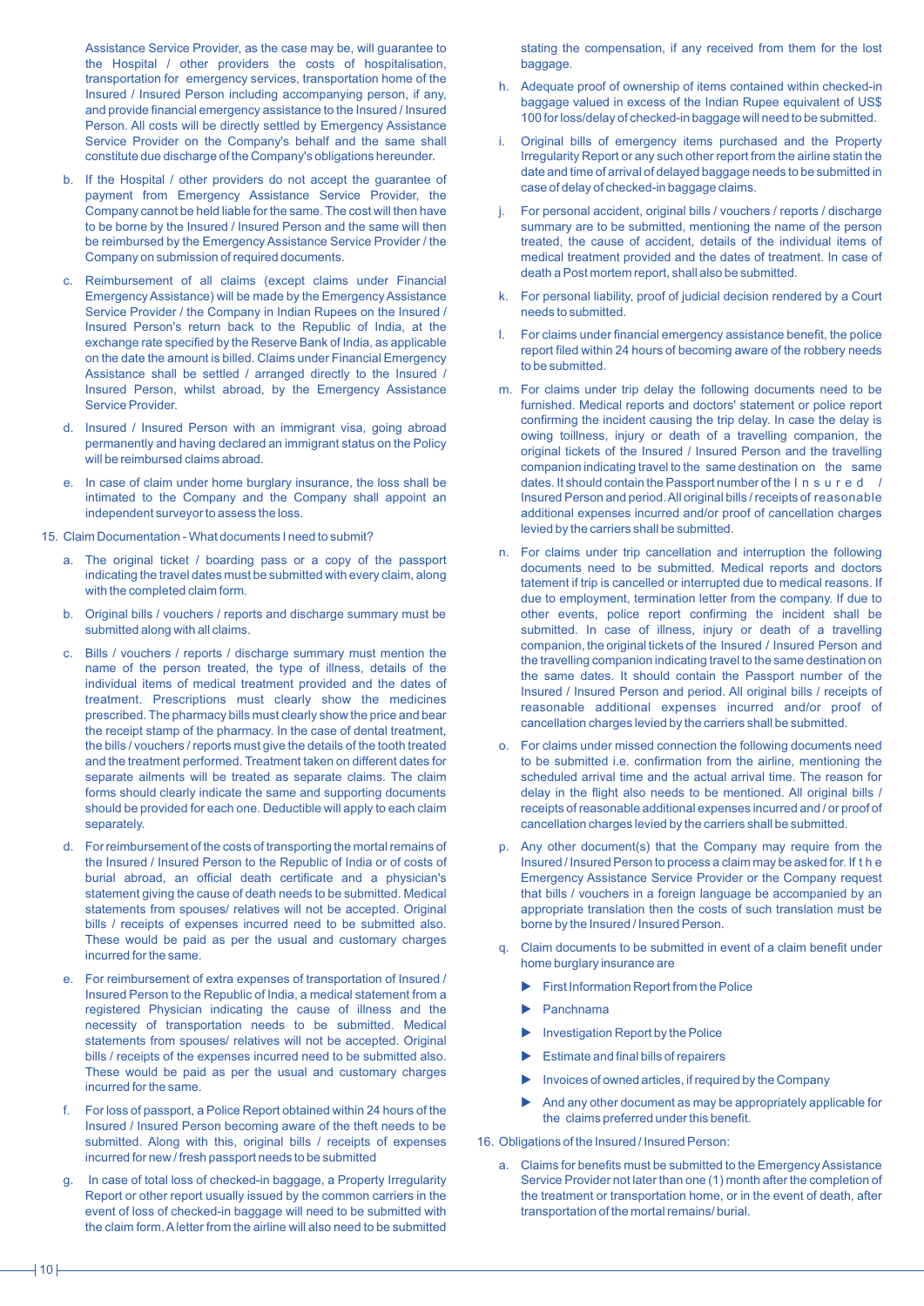Assistance Service Provider, as the case may be, will guarantee to the Hospital / other providers the costs of hospitalisation, transportation for emergency services, transportation home of the Insured / Insured Person including accompanying person, if any, and provide financial emergency assistance to the Insured / Insured Person. All costs will be directly settled by Emergency Assistance Service Provider on the Company's behalf and the same shall constitute due discharge of the Company's obligations hereunder.

b. If the Hospital / other providers do not accept the guarantee of payment from Emergency Assistance Service Provider, the Company cannot be held liable for the same. The cost will then have to be borne by the Insured / Insured Person and the same will then be reimbursed by the Emergency Assistance Service Provider / the Company on submission of required documents.

c. Reimbursement of all claims (except claims under Financial Emergency Assistance) will be made by the Emergency Assistance Service Provider / the Company in Indian Rupees on the Insured / Insured Person's return back to the Republic of India, at the exchange rate specified by the Reserve Bank of India, as applicable on the date the amount is billed. Claims under Financial Emergency Assistance shall be settled / arranged directly to the Insured / Insured Person, whilst abroad, by the Emergency Assistance Service Provider.

d. Insured / Insured Person with an immigrant visa, going abroad permanently and having declared an immigrant status on the Policy will be reimbursed claims abroad.

e. In case of claim under home burglary insurance, the loss shall be intimated to the Company and the Company shall appoint an independent surveyor to assess the loss.

15. Claim Documentation - What documents I need to submit?

a. The original ticket / boarding pass or a copy of the passport indicating the travel dates must be submitted with every claim, along with the completed claim form.

b. Original bills / vouchers / reports and discharge summary must be submitted along with all claims.

c. Bills / vouchers / reports / discharge summary must mention the name of the person treated, the type of illness, details of the individual items of medical treatment provided and the dates of treatment. Prescriptions must clearly show the medicines prescribed. The pharmacy bills must clearly show the price and bear the receipt stamp of the pharmacy. In the case of dental treatment, the bills / vouchers / reports must give the details of the tooth treated and the treatment performed. Treatment taken on different dates for separate ailments will be treated as separate claims. The claim forms should clearly indicate the same and supporting documents should be provided for each one. Deductible will apply to each claim separately.

d. For reimbursement of the costs of transporting the mortal remains of the Insured / Insured Person to the Republic of India or of costs of burial abroad, an official death certificate and a physician's statement giving the cause of death needs to be submitted. Medical statements from spouses/ relatives will not be accepted. Original bills / receipts of expenses incurred need to be submitted also. These would be paid as per the usual and customary charges incurred for the same.

e. For reimbursement of extra expenses of transportation of Insured / Insured Person to the Republic of India, a medical statement from a registered Physician indicating the cause of illness and the necessity of transportation needs to be submitted. Medical statements from spouses/ relatives will not be accepted. Original bills / receipts of the expenses incurred need to be submitted also. These would be paid as per the usual and customary charges incurred for the same.

f. For loss of passport, a Police Report obtained within 24 hours of the Insured / Insured Person becoming aware of the theft needs to be submitted. Along with this, original bills / receipts of expenses incurred for new / fresh passport needs to be submitted

g. In case of total loss of checked-in baggage, a Property Irregularity Report or other report usually issued by the common carriers in the event of loss of checked-in baggage will need to be submitted with the claim form. A letter from the airline will also need to be submitted stating the compensation, if any received from them for the lost baggage.

h. Adequate proof of ownership of items contained within checked-in baggage valued in excess of the Indian Rupee equivalent of US$ 100 for loss/delay of checked-in baggage will need to be submitted.

i. Original bills of emergency items purchased and the Property Irregularity Report or any such other report from the airline statin the date and time of arrival of delayed baggage needs to be submitted in case of delay of checked-in baggage claims.

j. For personal accident, original bills / vouchers / reports / discharge summary are to be submitted, mentioning the name of the person treated, the cause of accident, details of the individual items of medical treatment provided and the dates of treatment. In case of death a Post mortem report, shall also be submitted.

k. For personal liability, proof of judicial decision rendered by a Court needs to submitted.

l. For claims under financial emergency assistance benefit, the police report filed within 24 hours of becoming aware of the robbery needs to be submitted.

m. For claims under trip delay the following documents need to be furnished. Medical reports and doctors' statement or police report confirming the incident causing the trip delay. In case the delay is owing toillness, injury or death of a travelling companion, the original tickets of the Insured / Insured Person and the travelling companion indicating travel to the same destination on the same dates. It should contain the Passport number of the Insured / Insured Person and period. All original bills / receipts of reasonable additional expenses incurred and/or proof of cancellation charges levied by the carriers shall be submitted.

n. For claims under trip cancellation and interruption the following documents need to be submitted. Medical reports and doctors tatement if trip is cancelled or interrupted due to medical reasons. If due to employment, termination letter from the company. If due to other events, police report confirming the incident shall be submitted. In case of illness, injury or death of a travelling companion, the original tickets of the Insured / Insured Person and the travelling companion indicating travel to the same destination on the same dates. It should contain the Passport number of the Insured / Insured Person and period. All original bills / receipts of reasonable additional expenses incurred and/or proof of cancellation charges levied by the carriers shall be submitted.

o. For claims under missed connection the following documents need to be submitted i.e. confirmation from the airline, mentioning the scheduled arrival time and the actual arrival time. The reason for delay in the flight also needs to be mentioned. All original bills / receipts of reasonable additional expenses incurred and / or proof of cancellation charges levied by the carriers shall be submitted.

p. Any other document(s) that the Company may require from the Insured / Insured Person to process a claim may be asked for. If the Emergency Assistance Service Provider or the Company request that bills / vouchers in a foreign language be accompanied by an appropriate translation then the costs of such translation must be borne by the Insured / Insured Person.

q. Claim documents to be submitted in event of a claim benefit under home burglary insurance are

- First Information Report from the Police
- Panchnama
- Investigation Report by the Police
- Estimate and final bills of repairers
- Invoices of owned articles, if required by the Company
- And any other document as may be appropriately applicable for the claims preferred under this benefit.

16. Obligations of the Insured / Insured Person:

a. Claims for benefits must be submitted to the Emergency Assistance Service Provider not later than one (1) month after the completion of the treatment or transportation home, or in the event of death, after transportation of the mortal remains/ burial.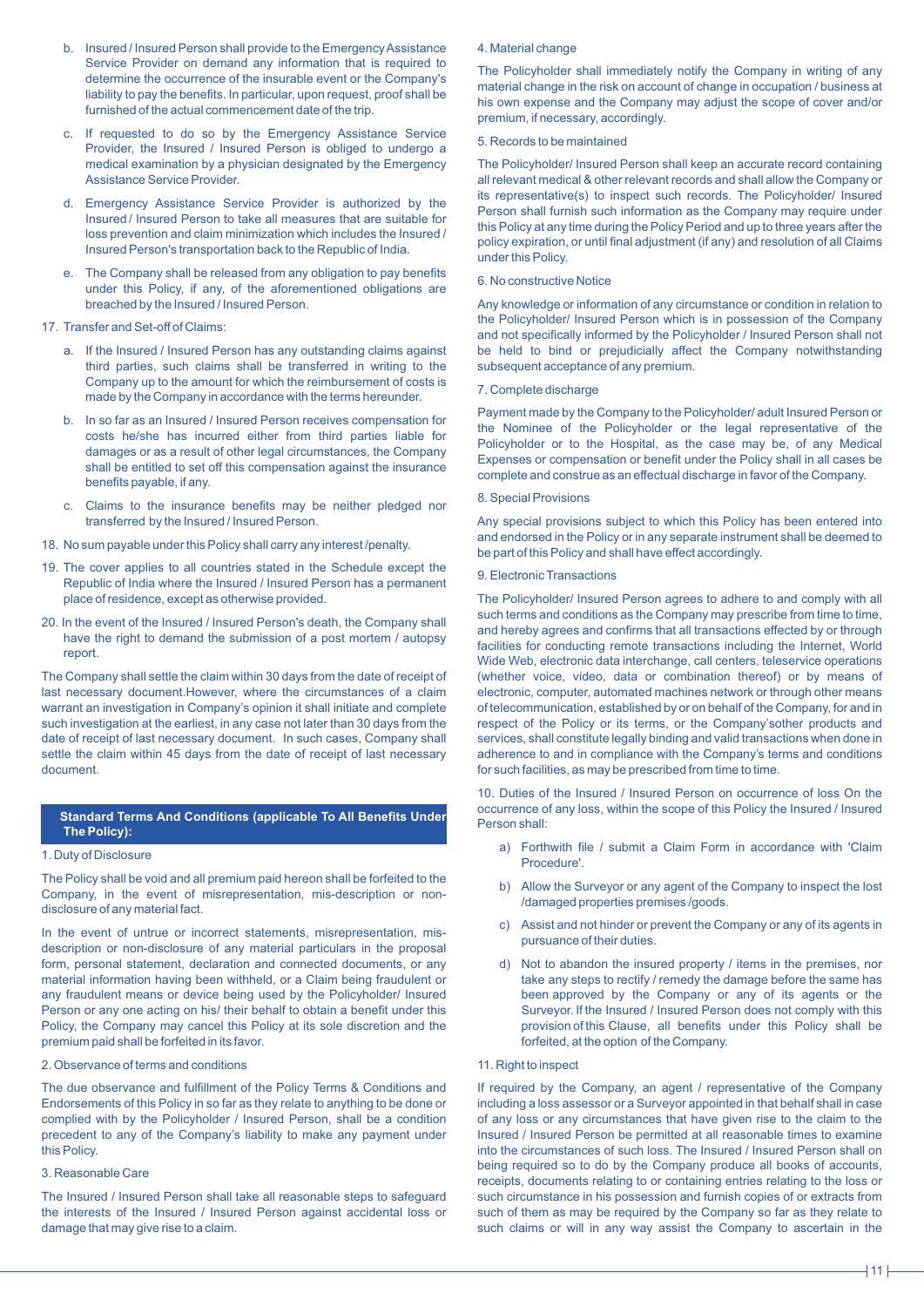b. Insured / Insured Person shall provide to the Emergency Assistance Service Provider on demand any information that is required to determine the occurrence of the insurable event or the Company's liability to pay the benefits. In particular, upon request, proof shall be furnished of the actual commencement date of the trip.

c. If requested to do so by the Emergency Assistance Service Provider, the Insured / Insured Person is obliged to undergo a medical examination by a physician designated by the Emergency Assistance Service Provider.

d. Emergency Assistance Service Provider is authorized by the Insured / Insured Person to take all measures that are suitable for loss prevention and claim minimization which includes the Insured / Insured Person's transportation back to the Republic of India.

e. The Company shall be released from any obligation to pay benefits under this Policy, if any, of the aforementioned obligations are breached by the Insured / Insured Person.

17. Transfer and Set-off of Claims:

a. If the Insured / Insured Person has any outstanding claims against third parties, such claims shall be transferred in writing to the Company up to the amount for which the reimbursement of costs is made by the Company in accordance with the terms hereunder.

b. In so far as an Insured / Insured Person receives compensation for costs he/she has incurred either from third parties liable for damages or as a result of other legal circumstances, the Company shall be entitled to set off this compensation against the insurance benefits payable, if any.

c. Claims to the insurance benefits may be neither pledged nor transferred by the Insured / Insured Person.

18. No sum payable under this Policy shall carry any interest /penalty.

19. The cover applies to all countries stated in the Schedule except the Republic of India where the Insured / Insured Person has a permanent place of residence, except as otherwise provided.

20. In the event of the Insured / Insured Person's death, the Company shall have the right to demand the submission of a post mortem / autopsy report.

The Company shall settle the claim within 30 days from the date of receipt of last necessary document.However, where the circumstances of a claim warrant an investigation in Company's opinion it shall initiate and complete such investigation at the earliest, in any case not later than 30 days from the date of receipt of last necessary document. In such cases, Company shall settle the claim within 45 days from the date of receipt of last necessary document.

## Standard Terms And Conditions (applicable To All Benefits Under The Policy):

1. Duty of Disclosure

The Policy shall be void and all premium paid hereon shall be forfeited to the Company, in the event of misrepresentation, mis-description or non-disclosure of any material fact.

In the event of untrue or incorrect statements, misrepresentation, mis-description or non-disclosure of any material particulars in the proposal form, personal statement, declaration and connected documents, or any material information having been withheld, or a Claim being fraudulent or any fraudulent means or device being used by the Policyholder/ Insured Person or any one acting on his/ their behalf to obtain a benefit under this Policy, the Company may cancel this Policy at its sole discretion and the premium paid shall be forfeited in its favor.

2. Observance of terms and conditions

The due observance and fulfillment of the Policy Terms & Conditions and Endorsements of this Policy in so far as they relate to anything to be done or complied with by the Policyholder / Insured Person, shall be a condition precedent to any of the Company's liability to make any payment under this Policy.

3. Reasonable Care

The Insured / Insured Person shall take all reasonable steps to safeguard the interests of the Insured / Insured Person against accidental loss or damage that may give rise to a claim.

4. Material change

The Policyholder shall immediately notify the Company in writing of any material change in the risk on account of change in occupation / business at his own expense and the Company may adjust the scope of cover and/or premium, if necessary, accordingly.

5. Records to be maintained

The Policyholder/ Insured Person shall keep an accurate record containing all relevant medical & other relevant records and shall allow the Company or its representative(s) to inspect such records. The Policyholder/ Insured Person shall furnish such information as the Company may require under this Policy at any time during the Policy Period and up to three years after the policy expiration, or until final adjustment (if any) and resolution of all Claims under this Policy.

6. No constructive Notice

Any knowledge or information of any circumstance or condition in relation to the Policyholder/ Insured Person which is in possession of the Company and not specifically informed by the Policyholder / Insured Person shall not be held to bind or prejudicially affect the Company notwithstanding subsequent acceptance of any premium.

7. Complete discharge

Payment made by the Company to the Policyholder/ adult Insured Person or the Nominee of the Policyholder or the legal representative of the Policyholder or to the Hospital, as the case may be, of any Medical Expenses or compensation or benefit under the Policy shall in all cases be complete and construe as an effectual discharge in favor of the Company.

8. Special Provisions

Any special provisions subject to which this Policy has been entered into and endorsed in the Policy or in any separate instrument shall be deemed to be part of this Policy and shall have effect accordingly.

9. Electronic Transactions

The Policyholder/ Insured Person agrees to adhere to and comply with all such terms and conditions as the Company may prescribe from time to time, and hereby agrees and confirms that all transactions effected by or through facilities for conducting remote transactions including the Internet, World Wide Web, electronic data interchange, call centers, teleservice operations (whether voice, video, data or combination thereof) or by means of electronic, computer, automated machines network or through other means of telecommunication, established by or on behalf of the Company, for and in respect of the Policy or its terms, or the Company'sother products and services, shall constitute legally binding and valid transactions when done in adherence to and in compliance with the Company's terms and conditions for such facilities, as may be prescribed from time to time.

10. Duties of the Insured / Insured Person on occurrence of loss On the occurrence of any loss, within the scope of this Policy the Insured / Insured Person shall:

a) Forthwith file / submit a Claim Form in accordance with 'Claim Procedure'.

b) Allow the Surveyor or any agent of the Company to inspect the lost /damaged properties premises /goods.

c) Assist and not hinder or prevent the Company or any of its agents in pursuance of their duties.

d) Not to abandon the insured property / items in the premises, nor take any steps to rectify / remedy the damage before the same has been approved by the Company or any of its agents or the Surveyor. If the Insured / Insured Person does not comply with this provision of this Clause, all benefits under this Policy shall be forfeited, at the option of the Company.

11. Right to inspect

If required by the Company, an agent / representative of the Company including a loss assessor or a Surveyor appointed in that behalf shall in case of any loss or any circumstances that have given rise to the claim to the Insured / Insured Person be permitted at all reasonable times to examine into the circumstances of such loss. The Insured / Insured Person shall on being required so to do by the Company produce all books of accounts, receipts, documents relating to or containing entries relating to the loss or such circumstance in his possession and furnish copies of or extracts from such of them as may be required by the Company so far as they relate to such claims or will in any way assist the Company to ascertain in the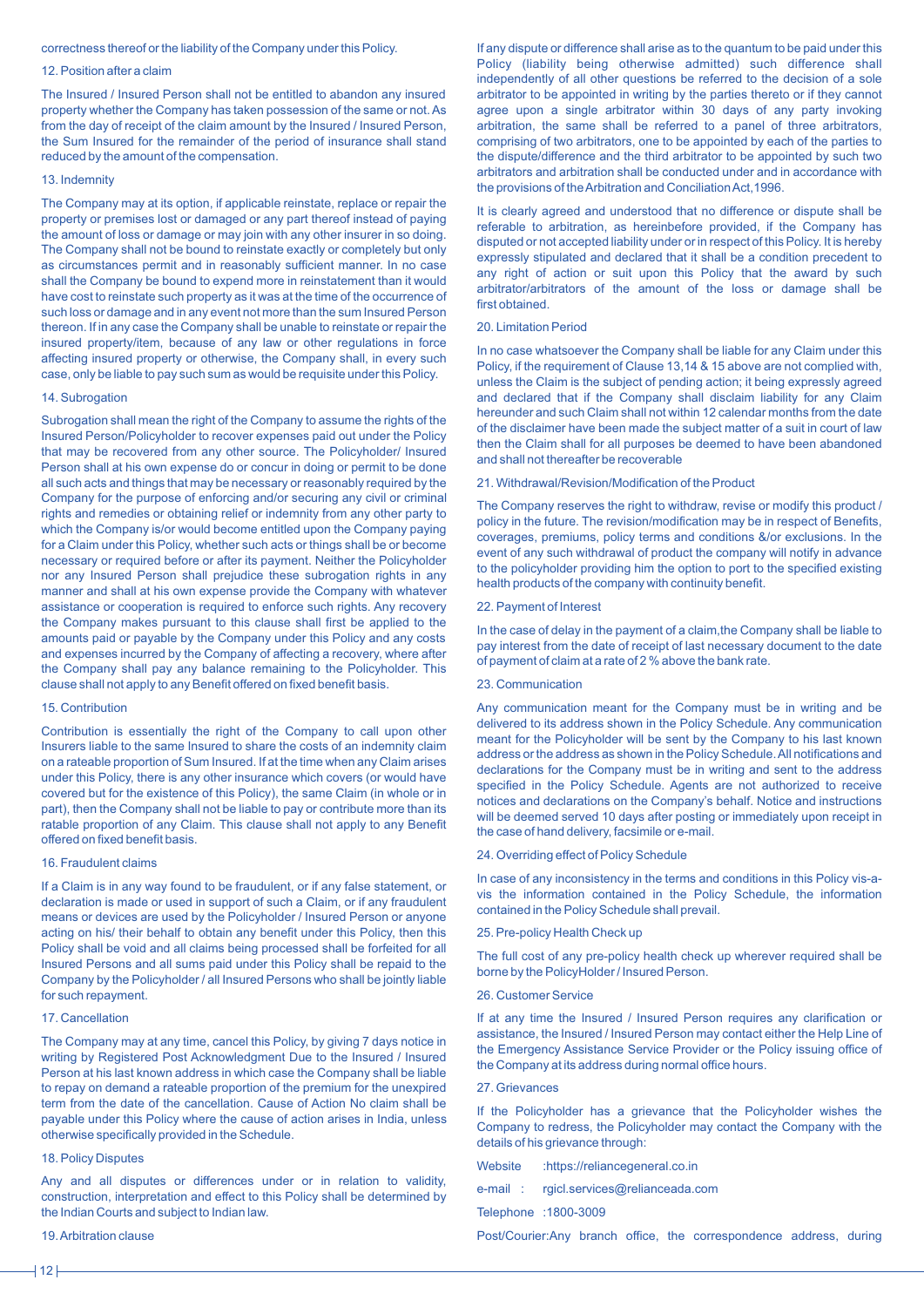correctness thereof or the liability of the Company under this Policy.

## 12. Position after a claim

The Insured / Insured Person shall not be entitled to abandon any insured property whether the Company has taken possession of the same or not. As from the day of receipt of the claim amount by the Insured / Insured Person, the Sum Insured for the remainder of the period of insurance shall stand reduced by the amount of the compensation.

## 13. Indemnity

The Company may at its option, if applicable reinstate, replace or repair the property or premises lost or damaged or any part thereof instead of paying the amount of loss or damage or may join with any other insurer in so doing. The Company shall not be bound to reinstate exactly or completely but only as circumstances permit and in reasonably sufficient manner. In no case shall the Company be bound to expend more in reinstatement than it would have cost to reinstate such property as it was at the time of the occurrence of such loss or damage and in any event not more than the sum Insured Person thereon. If in any case the Company shall be unable to reinstate or repair the insured property/item, because of any law or other regulations in force affecting insured property or otherwise, the Company shall, in every such case, only be liable to pay such sum as would be requisite under this Policy.

## 14. Subrogation

Subrogation shall mean the right of the Company to assume the rights of the Insured Person/Policyholder to recover expenses paid out under the Policy that may be recovered from any other source. The Policyholder/ Insured Person shall at his own expense do or concur in doing or permit to be done all such acts and things that may be necessary or reasonably required by the Company for the purpose of enforcing and/or securing any civil or criminal rights and remedies or obtaining relief or indemnity from any other party to which the Company is/or would become entitled upon the Company paying for a Claim under this Policy, whether such acts or things shall be or become necessary or required before or after its payment. Neither the Policyholder nor any Insured Person shall prejudice these subrogation rights in any manner and shall at his own expense provide the Company with whatever assistance or cooperation is required to enforce such rights. Any recovery the Company makes pursuant to this clause shall first be applied to the amounts paid or payable by the Company under this Policy and any costs and expenses incurred by the Company of affecting a recovery, where after the Company shall pay any balance remaining to the Policyholder. This clause shall not apply to any Benefit offered on fixed benefit basis.

## 15. Contribution

Contribution is essentially the right of the Company to call upon other Insurers liable to the same Insured to share the costs of an indemnity claim on a rateable proportion of Sum Insured. If at the time when any Claim arises under this Policy, there is any other insurance which covers (or would have covered but for the existence of this Policy), the same Claim (in whole or in part), then the Company shall not be liable to pay or contribute more than its ratable proportion of any Claim. This clause shall not apply to any Benefit offered on fixed benefit basis.

## 16. Fraudulent claims

If a Claim is in any way found to be fraudulent, or if any false statement, or declaration is made or used in support of such a Claim, or if any fraudulent means or devices are used by the Policyholder / Insured Person or anyone acting on his/ their behalf to obtain any benefit under this Policy, then this Policy shall be void and all claims being processed shall be forfeited for all Insured Persons and all sums paid under this Policy shall be repaid to the Company by the Policyholder / all Insured Persons who shall be jointly liable for such repayment.

## 17. Cancellation

The Company may at any time, cancel this Policy, by giving 7 days notice in writing by Registered Post Acknowledgment Due to the Insured / Insured Person at his last known address in which case the Company shall be liable to repay on demand a rateable proportion of the premium for the unexpired term from the date of the cancellation. Cause of Action No claim shall be payable under this Policy where the cause of action arises in India, unless otherwise specifically provided in the Schedule.

## 18. Policy Disputes

Any and all disputes or differences under or in relation to validity, construction, interpretation and effect to this Policy shall be determined by the Indian Courts and subject to Indian law.

## 19. Arbitration clause

If any dispute or difference shall arise as to the quantum to be paid under this Policy (liability being otherwise admitted) such difference shall independently of all other questions be referred to the decision of a sole arbitrator to be appointed in writing by the parties thereto or if they cannot agree upon a single arbitrator within 30 days of any party invoking arbitration, the same shall be referred to a panel of three arbitrators, comprising of two arbitrators, one to be appointed by each of the parties to the dispute/difference and the third arbitrator to be appointed by such two arbitrators and arbitration shall be conducted under and in accordance with the provisions of the Arbitration and Conciliation Act,1996.

It is clearly agreed and understood that no difference or dispute shall be referable to arbitration, as hereinbefore provided, if the Company has disputed or not accepted liability under or in respect of this Policy. It is hereby expressly stipulated and declared that it shall be a condition precedent to any right of action or suit upon this Policy that the award by such arbitrator/arbitrators of the amount of the loss or damage shall be first obtained.

## 20. Limitation Period

In no case whatsoever the Company shall be liable for any Claim under this Policy, if the requirement of Clause 13,14 & 15 above are not complied with, unless the Claim is the subject of pending action; it being expressly agreed and declared that if the Company shall disclaim liability for any Claim hereunder and such Claim shall not within 12 calendar months from the date of the disclaimer have been made the subject matter of a suit in court of law then the Claim shall for all purposes be deemed to have been abandoned and shall not thereafter be recoverable

## 21. Withdrawal/Revision/Modification of the Product

The Company reserves the right to withdraw, revise or modify this product / policy in the future. The revision/modification may be in respect of Benefits, coverages, premiums, policy terms and conditions &/or exclusions. In the event of any such withdrawal of product the company will notify in advance to the policyholder providing him the option to port to the specified existing health products of the company with continuity benefit.

## 22. Payment of Interest

In the case of delay in the payment of a claim,the Company shall be liable to pay interest from the date of receipt of last necessary document to the date of payment of claim at a rate of 2 % above the bank rate.

## 23. Communication

Any communication meant for the Company must be in writing and be delivered to its address shown in the Policy Schedule. Any communication meant for the Policyholder will be sent by the Company to his last known address or the address as shown in the Policy Schedule. All notifications and declarations for the Company must be in writing and sent to the address specified in the Policy Schedule. Agents are not authorized to receive notices and declarations on the Company's behalf. Notice and instructions will be deemed served 10 days after posting or immediately upon receipt in the case of hand delivery, facsimile or e-mail.

## 24. Overriding effect of Policy Schedule

In case of any inconsistency in the terms and conditions in this Policy vis-a-vis the information contained in the Policy Schedule, the information contained in the Policy Schedule shall prevail.

## 25. Pre-policy Health Check up

The full cost of any pre-policy health check up wherever required shall be borne by the PolicyHolder / Insured Person.

## 26. Customer Service

If at any time the Insured / Insured Person requires any clarification or assistance, the Insured / Insured Person may contact either the Help Line of the Emergency Assistance Service Provider or the Policy issuing office of the Company at its address during normal office hours.

## 27. Grievances

If the Policyholder has a grievance that the Policyholder wishes the Company to redress, the Policyholder may contact the Company with the details of his grievance through:

Website :https://reliancegeneral.co.in

e-mail : rgicl.services@relianceada.com

Telephone :1800-3009

Post/Courier:Any branch office, the correspondence address, during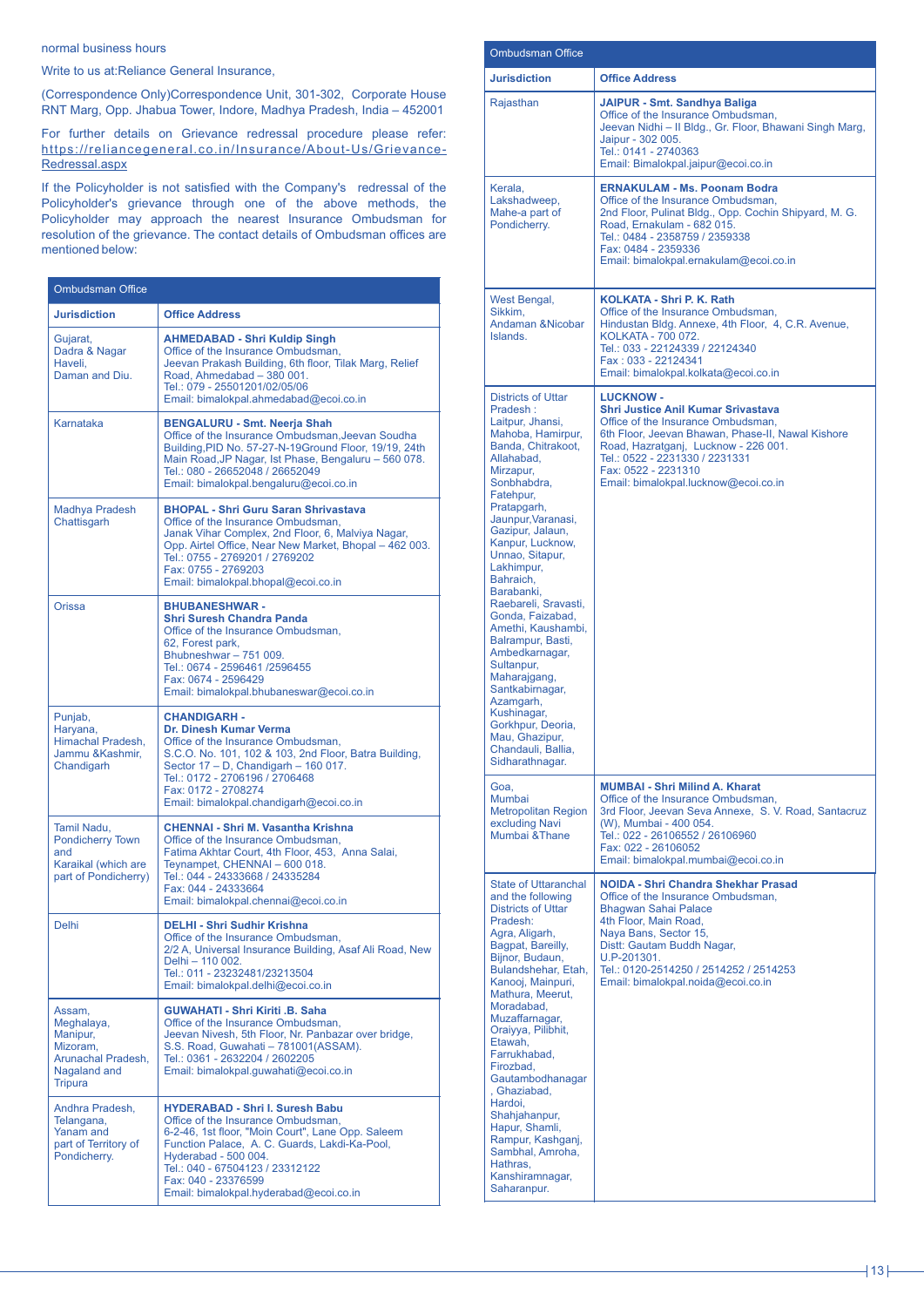normal business hours

Write to us at:Reliance General Insurance,

(Correspondence Only)Correspondence Unit, 301-302, Corporate House RNT Marg, Opp. Jhabua Tower, Indore, Madhya Pradesh, India – 452001

For further details on Grievance redressal procedure please refer: https://reliancegeneral.co.in/Insurance/About-Us/Grievance-Redressal.aspx

If the Policyholder is not satisfied with the Company's redressal of the Policyholder's grievance through one of the above methods, the Policyholder may approach the nearest Insurance Ombudsman for resolution of the grievance. The contact details of Ombudsman offices are mentioned below:

| Ombudsman Office | |
|---|---|
| **Jurisdiction** | **Office Address** |
| Gujarat, Dadra & Nagar Haveli, Daman and Diu. | **AHMEDABAD - Shri Kuldip Singh**<br>Office of the Insurance Ombudsman,<br>Jeevan Prakash Building, 6th floor, Tilak Marg, Relief Road, Ahmedabad – 380 001.<br>Tel.: 079 - 25501201/02/05/06<br>Email: bimalokpal.ahmedabad@ecoi.co.in |
| Karnataka | **BENGALURU - Smt. Neerja Shah**<br>Office of the Insurance Ombudsman,Jeevan Soudha Building,PID No. 57-27-N-19Ground Floor, 19/19, 24th Main Road,JP Nagar, Ist Phase, Bengaluru – 560 078.<br>Tel.: 080 - 26652048 / 26652049<br>Email: bimalokpal.bengaluru@ecoi.co.in |
| Madhya Pradesh Chattisgarh | **BHOPAL - Shri Guru Saran Shrivastava**<br>Office of the Insurance Ombudsman,<br>Janak Vihar Complex, 2nd Floor, 6, Malviya Nagar, Opp. Airtel Office, Near New Market, Bhopal – 462 003.<br>Tel.: 0755 - 2769201 / 2769202<br>Fax: 0755 - 2769203<br>Email: bimalokpal.bhopal@ecoi.co.in |
| Orissa | **BHUBANESHWAR - Shri Suresh Chandra Panda**<br>Office of the Insurance Ombudsman,<br>62, Forest park,<br>Bhubneshwar – 751 009.<br>Tel.: 0674 - 2596461 /2596455<br>Fax: 0674 - 2596429<br>Email: bimalokpal.bhubaneswar@ecoi.co.in |
| Punjab, Haryana, Himachal Pradesh, Jammu &Kashmir, Chandigarh | **CHANDIGARH - Dr. Dinesh Kumar Verma**<br>Office of the Insurance Ombudsman,<br>S.C.O. No. 101, 102 & 103, 2nd Floor, Batra Building, Sector 17 – D, Chandigarh – 160 017.<br>Tel.: 0172 - 2706196 / 2706468<br>Fax: 0172 - 2708274<br>Email: bimalokpal.chandigarh@ecoi.co.in |
| Tamil Nadu, Pondicherry Town and Karaikal (which are part of Pondicherry) | **CHENNAI - Shri M. Vasantha Krishna**<br>Office of the Insurance Ombudsman,<br>Fatima Akhtar Court, 4th Floor, 453, Anna Salai, Teynampet, CHENNAI – 600 018.<br>Tel.: 044 - 24333668 / 24335284<br>Fax: 044 - 24333664<br>Email: bimalokpal.chennai@ecoi.co.in |
| Delhi | **DELHI - Shri Sudhir Krishna**<br>Office of the Insurance Ombudsman,<br>2/2 A, Universal Insurance Building, Asaf Ali Road, New Delhi – 110 002.<br>Tel.: 011 - 23232481/23213504<br>Email: bimalokpal.delhi@ecoi.co.in |
| Assam, Meghalaya, Manipur, Mizoram, Arunachal Pradesh, Nagaland and Tripura | **GUWAHATI - Shri Kiriti .B. Saha**<br>Office of the Insurance Ombudsman,<br>Jeevan Nivesh, 5th Floor, Nr. Panbazar over bridge, S.S. Road, Guwahati – 781001(ASSAM).<br>Tel.: 0361 - 2632204 / 2602205<br>Email: bimalokpal.guwahati@ecoi.co.in |
| Andhra Pradesh, Telangana, Yanam and part of Territory of Pondicherry. | **HYDERABAD - Shri I. Suresh Babu**<br>Office of the Insurance Ombudsman,<br>6-2-46, 1st floor, "Moin Court", Lane Opp. Saleem Function Palace, A. C. Guards, Lakdi-Ka-Pool, Hyderabad - 500 004.<br>Tel.: 040 - 67504123 / 23312122<br>Fax: 040 - 23376599<br>Email: bimalokpal.hyderabad@ecoi.co.in |
| Rajasthan | **JAIPUR - Smt. Sandhya Baliga**<br>Office of the Insurance Ombudsman,<br>Jeevan Nidhi – II Bldg., Gr. Floor, Bhawani Singh Marg, Jaipur - 302 005.<br>Tel.: 0141 - 2740363<br>Email: Bimalokpal.jaipur@ecoi.co.in |
| Kerala, Lakshadweep, Mahe-a part of Pondicherry. | **ERNAKULAM - Ms. Poonam Bodra**<br>Office of the Insurance Ombudsman,<br>2nd Floor, Pulinat Bldg., Opp. Cochin Shipyard, M. G. Road, Ernakulam - 682 015.<br>Tel.: 0484 - 2358759 / 2359338<br>Fax: 0484 - 2359336<br>Email: bimalokpal.ernakulam@ecoi.co.in |
| West Bengal, Sikkim, Andaman &Nicobar Islands. | **KOLKATA - Shri P. K. Rath**<br>Office of the Insurance Ombudsman,<br>Hindustan Bldg. Annexe, 4th Floor, 4, C.R. Avenue, KOLKATA - 700 072.<br>Tel.: 033 - 22124339 / 22124340<br>Fax : 033 - 22124341<br>Email: bimalokpal.kolkata@ecoi.co.in |
| Districts of Uttar Pradesh : Laitpur, Jhansi, Mahoba, Hamirpur, Banda, Chitrakoot, Allahabad, Mirzapur, Sonbhabdra, Fatehpur, Pratapgarh, Jaunpur,Varanasi, Gazipur, Jalaun, Kanpur, Lucknow, Unnao, Sitapur, Lakhimpur, Bahraich, Barabanki, Raebareli, Sravasti, Gonda, Faizabad, Amethi, Kaushambi, Balrampur, Basti, Ambedkarnagar, Sultanpur, Maharajgang, Santkabirnagar, Azamgarh, Kushinagar, Gorkhpur, Deoria, Mau, Ghazipur, Chandauli, Ballia, Sidharathnagar. | **LUCKNOW - Shri Justice Anil Kumar Srivastava**<br>Office of the Insurance Ombudsman,<br>6th Floor, Jeevan Bhawan, Phase-II, Nawal Kishore Road, Hazratganj, Lucknow - 226 001.<br>Tel.: 0522 - 2231330 / 2231331<br>Fax: 0522 - 2231310<br>Email: bimalokpal.lucknow@ecoi.co.in |
| Goa, Mumbai Metropolitan Region excluding Navi Mumbai &Thane | **MUMBAI - Shri Milind A. Kharat**<br>Office of the Insurance Ombudsman,<br>3rd Floor, Jeevan Seva Annexe, S. V. Road, Santacruz (W), Mumbai - 400 054.<br>Tel.: 022 - 26106552 / 26106960<br>Fax: 022 - 26106052<br>Email: bimalokpal.mumbai@ecoi.co.in |
| State of Uttaranchal and the following Districts of Uttar Pradesh: Agra, Aligarh, Bagpat, Bareilly, Bijnor, Budaun, Bulandshehar, Etah, Kanooj, Mainpuri, Mathura, Meerut, Moradabad, Muzaffarnagar, Oraiyya, Pilibhit, Etawah, Farrukhabad, Firozbad, Gautambodhanagar , Ghaziabad, Hardoi, Shahjahanpur, Hapur, Shamli, Rampur, Kashganj, Sambhal, Amroha, Hathras, Kanshiramnagar, Saharanpur. | **NOIDA - Shri Chandra Shekhar Prasad**<br>Office of the Insurance Ombudsman,<br>Bhagwan Sahai Palace<br>4th Floor, Main Road,<br>Naya Bans, Sector 15,<br>Distt: Gautam Buddh Nagar,<br>U.P-201301.<br>Tel.: 0120-2514250 / 2514252 / 2514253<br>Email: bimalokpal.noida@ecoi.co.in |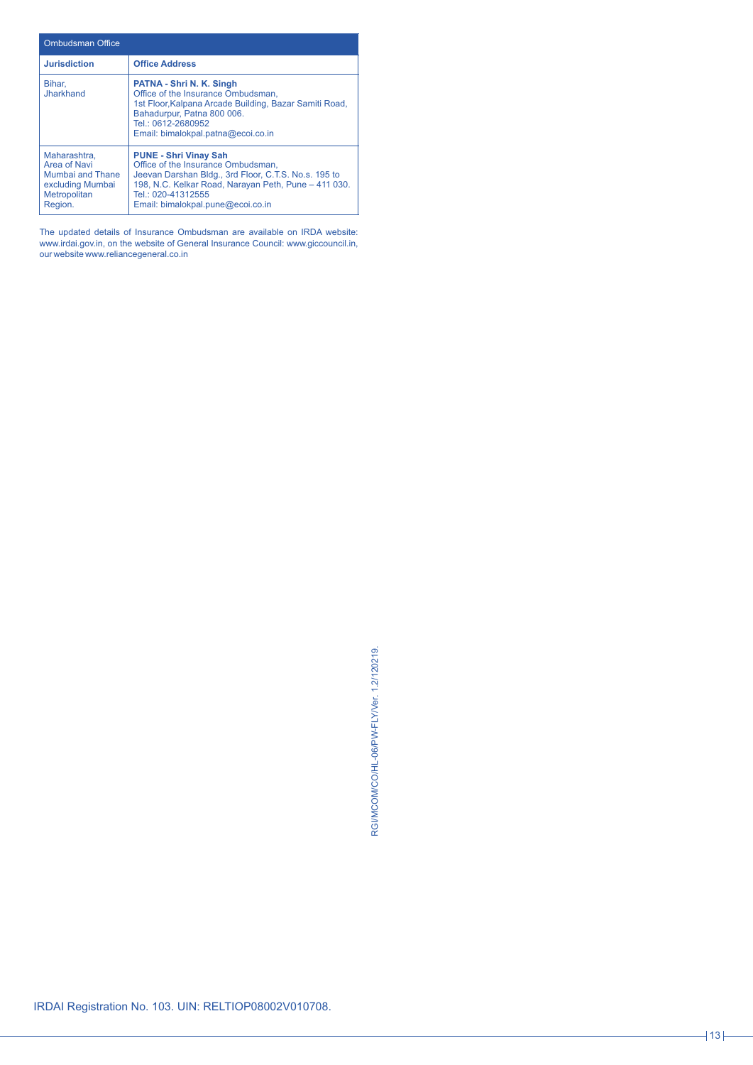| Ombudsman Office | |
|---|---|
| **Jurisdiction** | **Office Address** |
| Bihar, Jharkhand | **PATNA - Shri N. K. Singh** Office of the Insurance Ombudsman, 1st Floor,Kalpana Arcade Building, Bazar Samiti Road, Bahadurpur, Patna 800 006. Tel.: 0612-2680952 Email: bimalokpal.patna@ecoi.co.in |
| Maharashtra, Area of Navi Mumbai and Thane excluding Mumbai Metropolitan Region. | **PUNE - Shri Vinay Sah** Office of the Insurance Ombudsman, Jeevan Darshan Bldg., 3rd Floor, C.T.S. No.s. 195 to 198, N.C. Kelkar Road, Narayan Peth, Pune – 411 030. Tel.: 020-41312555 Email: bimalokpal.pune@ecoi.co.in |

The updated details of Insurance Ombudsman are available on IRDA website: www.irdai.gov.in, on the website of General Insurance Council: www.giccouncil.in, our website www.reliancegeneral.co.in

RGI/MCOM/CO/HL-06/PW-FLY/Ver. 1.2/120219.

IRDAI Registration No. 103. UIN: RELTIOP08002V010708.